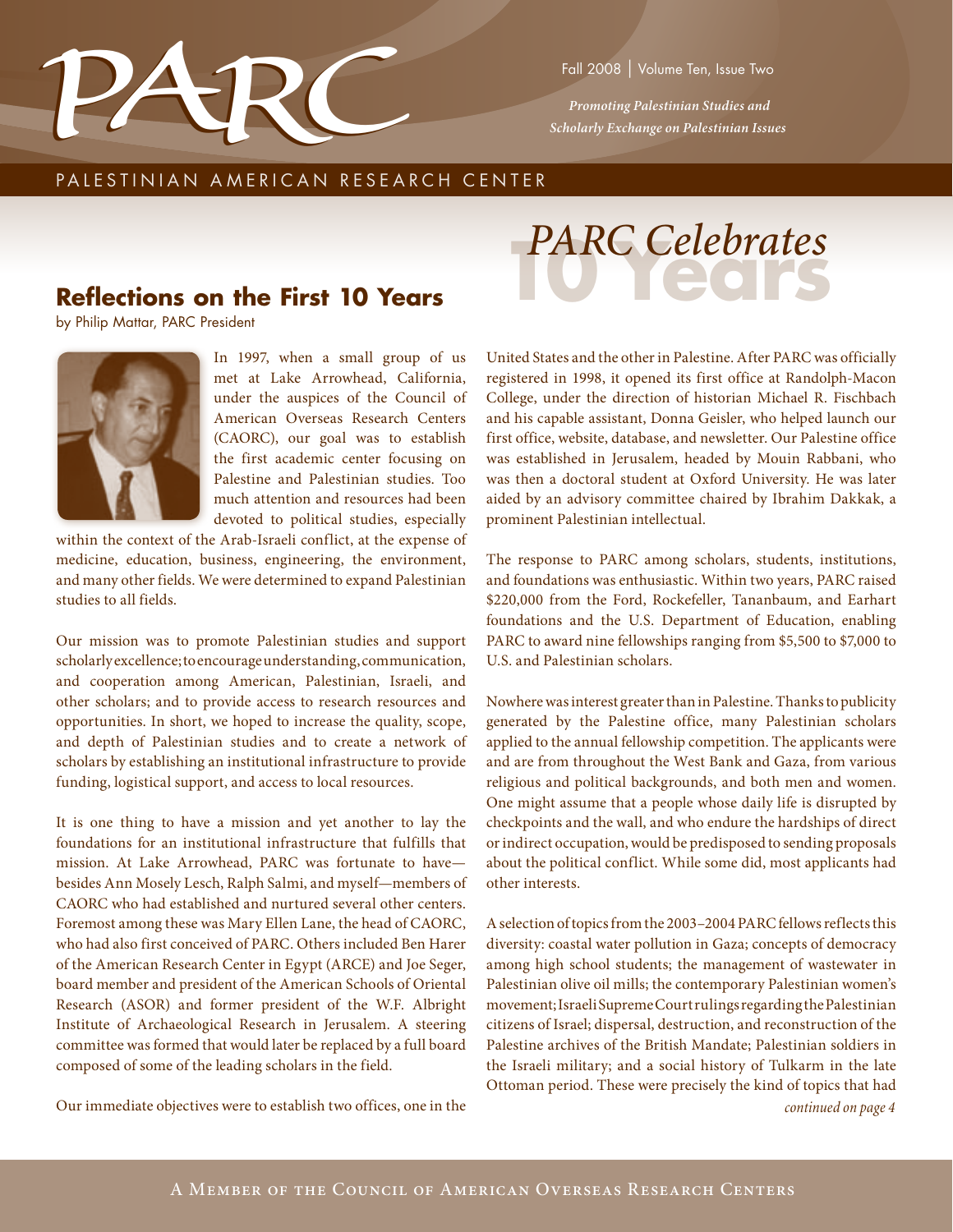# PARC

Fall 2008 | Volume Ten, Issue Two

*Promoting Palestinian Studies and Scholarly Exchange on Palestinian Issues*

PALESTINIAN AMERICAN RESEARCH CENTER

## *PARC Celebrates* 10 Years

## Reflections on the First 10 Years

by Philip Mattar, PARC President

In 1997, when a small group of us met at Lake Arrowhead, California, under the auspices of the Council of American Overseas Research Centers (CAORC), our goal was to establish the first academic center focusing on Palestine and Palestinian studies. Too much attention and resources had been devoted to political studies, especially within the context of the Arab-Israeli conflict, at the expense of medicine, education, business, engineering, the environment, and many other fields. We were determined to expand Palestinian studies to all fields.

Our mission was to promote Palestinian studies and support scholarly excellence; to encourage understanding, communication, and cooperation among American, Palestinian, Israeli, and other scholars; and to provide access to research resources and opportunities. In short, we hoped to increase the quality, scope, and depth of Palestinian studies and to create a network of scholars by establishing an institutional infrastructure to provide funding, logistical support, and access to local resources.

It is one thing to have a mission and yet another to lay the foundations for an institutional infrastructure that fulfills that mission. At Lake Arrowhead, PARC was fortunate to have—besides Ann Mosely Lesch, Ralph Salmi, and myself—members of CAORC who had established and nurtured several other centers. Foremost among these was Mary Ellen Lane, the head of CAORC, who had also first conceived of PARC. Others included Ben Harer of the American Research Center in Egypt (ARCE) and Joe Seger, board member and president of the American Schools of Oriental Research (ASOR) and former president of the W.F. Albright Institute of Archaeological Research in Jerusalem. A steering committee was formed that would later be replaced by a full board composed of some of the leading scholars in the field.

Our immediate objectives were to establish two offices, one in the United States and the other in Palestine. After PARC was officially registered in 1998, it opened its first office at Randolph-Macon College, under the direction of historian Michael R. Fischbach and his capable assistant, Donna Geisler, who helped launch our first office, website, database, and newsletter. Our Palestine office was established in Jerusalem, headed by Mouin Rabbani, who was then a doctoral student at Oxford University. He was later aided by an advisory committee chaired by Ibrahim Dakkak, a prominent Palestinian intellectual.

The response to PARC among scholars, students, institutions, and foundations was enthusiastic. Within two years, PARC raised $220,000 from the Ford, Rockefeller, Tananbaum, and Earhart foundations and the U.S. Department of Education, enabling PARC to award nine fellowships ranging from $5,500 to $7,000 to U.S. and Palestinian scholars.

Nowhere was interest greater than in Palestine. Thanks to publicity generated by the Palestine office, many Palestinian scholars applied to the annual fellowship competition. The applicants were and are from throughout the West Bank and Gaza, from various religious and political backgrounds, and both men and women. One might assume that a people whose daily life is disrupted by checkpoints and the wall, and who endure the hardships of direct or indirect occupation, would be predisposed to sending proposals about the political conflict. While some did, most applicants had other interests.

A selection of topics from the 2003–2004 PARC fellows reflects this diversity: coastal water pollution in Gaza; concepts of democracy among high school students; the management of wastewater in Palestinian olive oil mills; the contemporary Palestinian women's movement; Israeli Supreme Court rulings regarding the Palestinian citizens of Israel; dispersal, destruction, and reconstruction of the Palestine archives of the British Mandate; Palestinian soldiers in the Israeli military; and a social history of Tulkarm in the late Ottoman period. These were precisely the kind of topics that had

*continued on page 4*

A Member of the Council of American Overseas Research Centers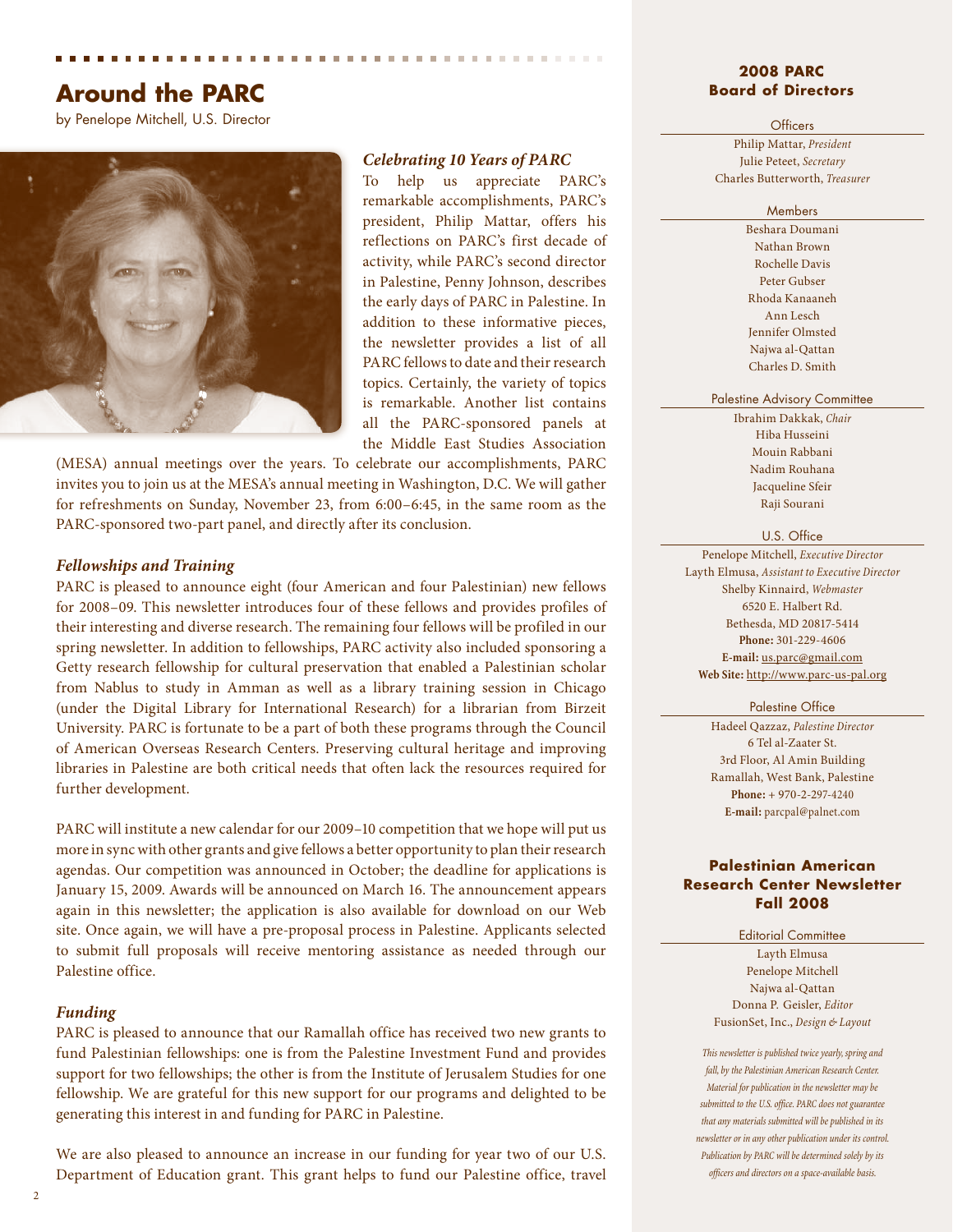# Around the PARC

by Penelope Mitchell, U.S. Director

### *Celebrating 10 Years of PARC*

To help us appreciate PARC's remarkable accomplishments, PARC's president, Philip Mattar, offers his reflections on PARC's first decade of activity, while PARC's second director in Palestine, Penny Johnson, describes the early days of PARC in Palestine. In addition to these informative pieces, the newsletter provides a list of all PARC fellows to date and their research topics. Certainly, the variety of topics is remarkable. Another list contains all the PARC-sponsored panels at the Middle East Studies Association (MESA) annual meetings over the years. To celebrate our accomplishments, PARC invites you to join us at the MESA's annual meeting in Washington, D.C. We will gather for refreshments on Sunday, November 23, from 6:00–6:45, in the same room as the PARC-sponsored two-part panel, and directly after its conclusion.

### *Fellowships and Training*

PARC is pleased to announce eight (four American and four Palestinian) new fellows for 2008–09. This newsletter introduces four of these fellows and provides profiles of their interesting and diverse research. The remaining four fellows will be profiled in our spring newsletter. In addition to fellowships, PARC activity also included sponsoring a Getty research fellowship for cultural preservation that enabled a Palestinian scholar from Nablus to study in Amman as well as a library training session in Chicago (under the Digital Library for International Research) for a librarian from Birzeit University. PARC is fortunate to be a part of both these programs through the Council of American Overseas Research Centers. Preserving cultural heritage and improving libraries in Palestine are both critical needs that often lack the resources required for further development.

PARC will institute a new calendar for our 2009–10 competition that we hope will put us more in sync with other grants and give fellows a better opportunity to plan their research agendas. Our competition was announced in October; the deadline for applications is January 15, 2009. Awards will be announced on March 16. The announcement appears again in this newsletter; the application is also available for download on our Web site. Once again, we will have a pre-proposal process in Palestine. Applicants selected to submit full proposals will receive mentoring assistance as needed through our Palestine office.

### *Funding*

PARC is pleased to announce that our Ramallah office has received two new grants to fund Palestinian fellowships: one is from the Palestine Investment Fund and provides support for two fellowships; the other is from the Institute of Jerusalem Studies for one fellowship. We are grateful for this new support for our programs and delighted to be generating this interest in and funding for PARC in Palestine.

We are also pleased to announce an increase in our funding for year two of our U.S. Department of Education grant. This grant helps to fund our Palestine office, travel

---

## 2008 PARC Board of Directors

**Officers**

Philip Mattar, *President*
Julie Peteet, *Secretary*
Charles Butterworth, *Treasurer*

**Members**

Beshara Doumani
Nathan Brown
Rochelle Davis
Peter Gubser
Rhoda Kanaaneh
Ann Lesch
Jennifer Olmsted
Najwa al-Qattan
Charles D. Smith

**Palestine Advisory Committee**

Ibrahim Dakkak, *Chair*
Hiba Husseini
Mouin Rabbani
Nadim Rouhana
Jacqueline Sfeir
Raji Sourani

**U.S. Office**

Penelope Mitchell, *Executive Director*
Layth Elmusa, *Assistant to Executive Director*
Shelby Kinnaird, *Webmaster*
6520 E. Halbert Rd.
Bethesda, MD 20817-5414
**Phone:** 301-229-4606
**E-mail:** us.parc@gmail.com
**Web Site:** http://www.parc-us-pal.org

**Palestine Office**

Hadeel Qazzaz, *Palestine Director*
6 Tel al-Zaater St.
3rd Floor, Al Amin Building
Ramallah, West Bank, Palestine
**Phone:** + 970-2-297-4240
**E-mail:** parcpal@palnet.com

## Palestinian American Research Center Newsletter Fall 2008

**Editorial Committee**

Layth Elmusa
Penelope Mitchell
Najwa al-Qattan
Donna P. Geisler, *Editor*
FusionSet, Inc., *Design & Layout*

*This newsletter is published twice yearly, spring and fall, by the Palestinian American Research Center. Material for publication in the newsletter may be submitted to the U.S. office. PARC does not guarantee that any materials submitted will be published in its newsletter or in any other publication under its control. Publication by PARC will be determined solely by its officers and directors on a space-available basis.*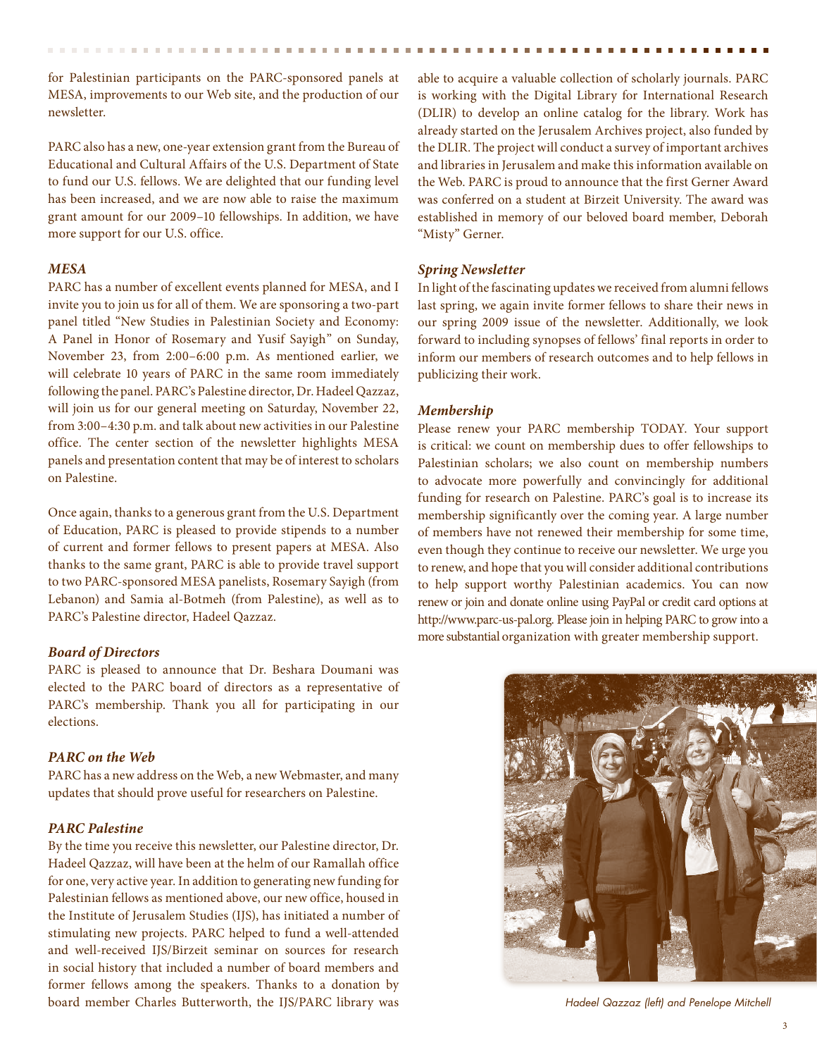for Palestinian participants on the PARC-sponsored panels at MESA, improvements to our Web site, and the production of our newsletter.

PARC also has a new, one-year extension grant from the Bureau of Educational and Cultural Affairs of the U.S. Department of State to fund our U.S. fellows. We are delighted that our funding level has been increased, and we are now able to raise the maximum grant amount for our 2009–10 fellowships. In addition, we have more support for our U.S. office.

### *MESA*

PARC has a number of excellent events planned for MESA, and I invite you to join us for all of them. We are sponsoring a two-part panel titled "New Studies in Palestinian Society and Economy: A Panel in Honor of Rosemary and Yusif Sayigh" on Sunday, November 23, from 2:00–6:00 p.m. As mentioned earlier, we will celebrate 10 years of PARC in the same room immediately following the panel. PARC's Palestine director, Dr. Hadeel Qazzaz, will join us for our general meeting on Saturday, November 22, from 3:00–4:30 p.m. and talk about new activities in our Palestine office. The center section of the newsletter highlights MESA panels and presentation content that may be of interest to scholars on Palestine.

Once again, thanks to a generous grant from the U.S. Department of Education, PARC is pleased to provide stipends to a number of current and former fellows to present papers at MESA. Also thanks to the same grant, PARC is able to provide travel support to two PARC-sponsored MESA panelists, Rosemary Sayigh (from Lebanon) and Samia al-Botmeh (from Palestine), as well as to PARC's Palestine director, Hadeel Qazzaz.

### *Board of Directors*

PARC is pleased to announce that Dr. Beshara Doumani was elected to the PARC board of directors as a representative of PARC's membership. Thank you all for participating in our elections.

### *PARC on the Web*

PARC has a new address on the Web, a new Webmaster, and many updates that should prove useful for researchers on Palestine.

### *PARC Palestine*

By the time you receive this newsletter, our Palestine director, Dr. Hadeel Qazzaz, will have been at the helm of our Ramallah office for one, very active year. In addition to generating new funding for Palestinian fellows as mentioned above, our new office, housed in the Institute of Jerusalem Studies (IJS), has initiated a number of stimulating new projects. PARC helped to fund a well-attended and well-received IJS/Birzeit seminar on sources for research in social history that included a number of board members and former fellows among the speakers. Thanks to a donation by board member Charles Butterworth, the IJS/PARC library was able to acquire a valuable collection of scholarly journals. PARC is working with the Digital Library for International Research (DLIR) to develop an online catalog for the library. Work has already started on the Jerusalem Archives project, also funded by the DLIR. The project will conduct a survey of important archives and libraries in Jerusalem and make this information available on the Web. PARC is proud to announce that the first Gerner Award was conferred on a student at Birzeit University. The award was established in memory of our beloved board member, Deborah "Misty" Gerner.

### *Spring Newsletter*

In light of the fascinating updates we received from alumni fellows last spring, we again invite former fellows to share their news in our spring 2009 issue of the newsletter. Additionally, we look forward to including synopses of fellows' final reports in order to inform our members of research outcomes and to help fellows in publicizing their work.

### *Membership*

Please renew your PARC membership TODAY. Your support is critical: we count on membership dues to offer fellowships to Palestinian scholars; we also count on membership numbers to advocate more powerfully and convincingly for additional funding for research on Palestine. PARC's goal is to increase its membership significantly over the coming year. A large number of members have not renewed their membership for some time, even though they continue to receive our newsletter. We urge you to renew, and hope that you will consider additional contributions to help support worthy Palestinian academics. You can now renew or join and donate online using PayPal or credit card options at http://www.parc-us-pal.org. Please join in helping PARC to grow into a more substantial organization with greater membership support.

*Hadeel Qazzaz (left) and Penelope Mitchell*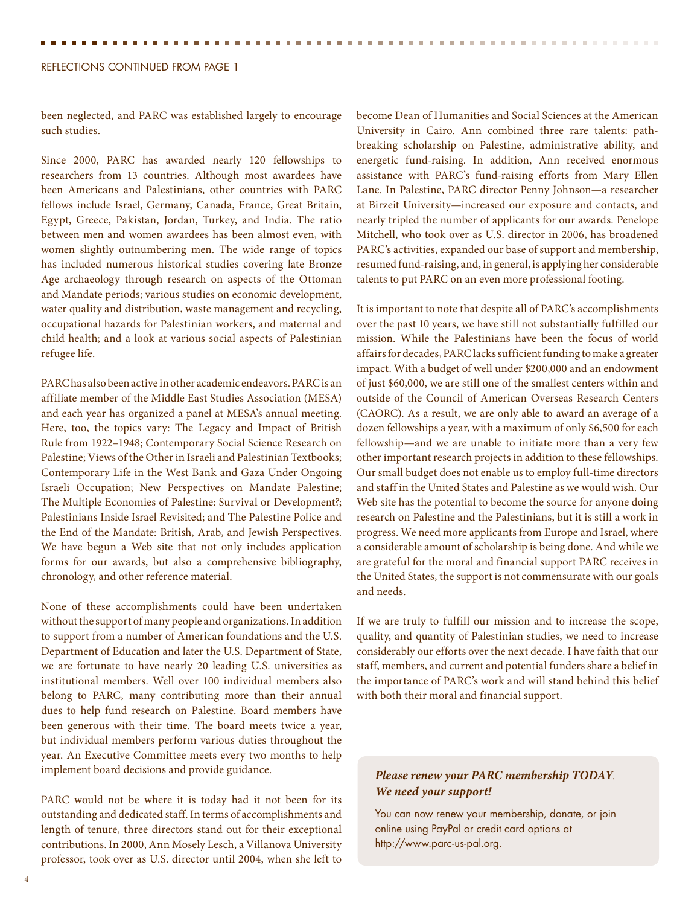REFLECTIONS CONTINUED FROM PAGE 1

been neglected, and PARC was established largely to encourage such studies.

Since 2000, PARC has awarded nearly 120 fellowships to researchers from 13 countries. Although most awardees have been Americans and Palestinians, other countries with PARC fellows include Israel, Germany, Canada, France, Great Britain, Egypt, Greece, Pakistan, Jordan, Turkey, and India. The ratio between men and women awardees has been almost even, with women slightly outnumbering men. The wide range of topics has included numerous historical studies covering late Bronze Age archaeology through research on aspects of the Ottoman and Mandate periods; various studies on economic development, water quality and distribution, waste management and recycling, occupational hazards for Palestinian workers, and maternal and child health; and a look at various social aspects of Palestinian refugee life.

PARC has also been active in other academic endeavors. PARC is an affiliate member of the Middle East Studies Association (MESA) and each year has organized a panel at MESA's annual meeting. Here, too, the topics vary: The Legacy and Impact of British Rule from 1922–1948; Contemporary Social Science Research on Palestine; Views of the Other in Israeli and Palestinian Textbooks; Contemporary Life in the West Bank and Gaza Under Ongoing Israeli Occupation; New Perspectives on Mandate Palestine; The Multiple Economies of Palestine: Survival or Development?; Palestinians Inside Israel Revisited; and The Palestine Police and the End of the Mandate: British, Arab, and Jewish Perspectives. We have begun a Web site that not only includes application forms for our awards, but also a comprehensive bibliography, chronology, and other reference material.

None of these accomplishments could have been undertaken without the support of many people and organizations. In addition to support from a number of American foundations and the U.S. Department of Education and later the U.S. Department of State, we are fortunate to have nearly 20 leading U.S. universities as institutional members. Well over 100 individual members also belong to PARC, many contributing more than their annual dues to help fund research on Palestine. Board members have been generous with their time. The board meets twice a year, but individual members perform various duties throughout the year. An Executive Committee meets every two months to help implement board decisions and provide guidance.

PARC would not be where it is today had it not been for its outstanding and dedicated staff. In terms of accomplishments and length of tenure, three directors stand out for their exceptional contributions. In 2000, Ann Mosely Lesch, a Villanova University professor, took over as U.S. director until 2004, when she left to become Dean of Humanities and Social Sciences at the American University in Cairo. Ann combined three rare talents: path-breaking scholarship on Palestine, administrative ability, and energetic fund-raising. In addition, Ann received enormous assistance with PARC's fund-raising efforts from Mary Ellen Lane. In Palestine, PARC director Penny Johnson—a researcher at Birzeit University—increased our exposure and contacts, and nearly tripled the number of applicants for our awards. Penelope Mitchell, who took over as U.S. director in 2006, has broadened PARC's activities, expanded our base of support and membership, resumed fund-raising, and, in general, is applying her considerable talents to put PARC on an even more professional footing.

It is important to note that despite all of PARC's accomplishments over the past 10 years, we have still not substantially fulfilled our mission. While the Palestinians have been the focus of world affairs for decades, PARC lacks sufficient funding to make a greater impact. With a budget of well under $200,000 and an endowment of just $60,000, we are still one of the smallest centers within and outside of the Council of American Overseas Research Centers (CAORC). As a result, we are only able to award an average of a dozen fellowships a year, with a maximum of only $6,500 for each fellowship—and we are unable to initiate more than a very few other important research projects in addition to these fellowships. Our small budget does not enable us to employ full-time directors and staff in the United States and Palestine as we would wish. Our Web site has the potential to become the source for anyone doing research on Palestine and the Palestinians, but it is still a work in progress. We need more applicants from Europe and Israel, where a considerable amount of scholarship is being done. And while we are grateful for the moral and financial support PARC receives in the United States, the support is not commensurate with our goals and needs.

If we are truly to fulfill our mission and to increase the scope, quality, and quantity of Palestinian studies, we need to increase considerably our efforts over the next decade. I have faith that our staff, members, and current and potential funders share a belief in the importance of PARC's work and will stand behind this belief with both their moral and financial support.

***Please renew your PARC membership TODAY. We need your support!***

You can now renew your membership, donate, or join online using PayPal or credit card options at http://www.parc-us-pal.org.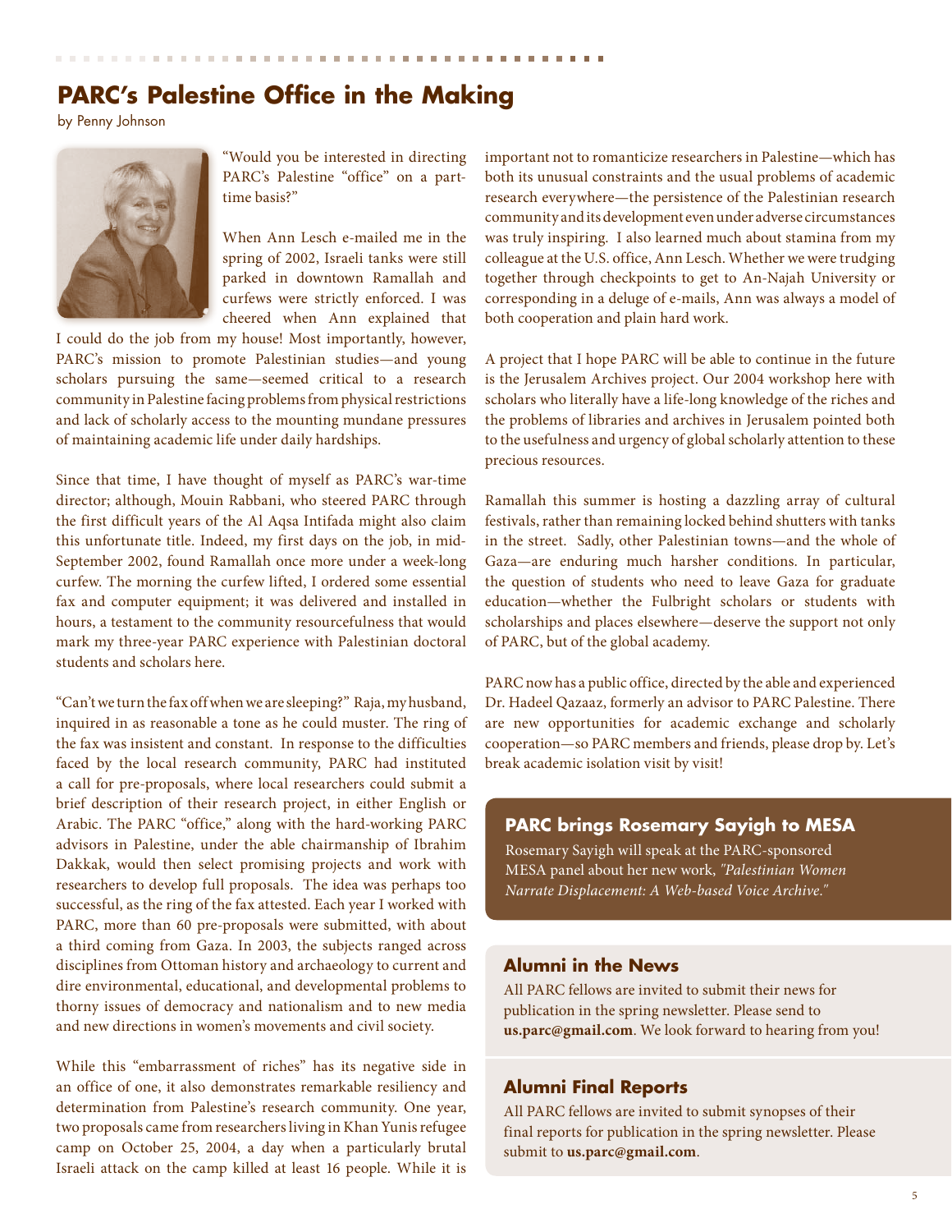## PARC's Palestine Office in the Making

by Penny Johnson

"Would you be interested in directing PARC's Palestine "office" on a part-time basis?"

When Ann Lesch e-mailed me in the spring of 2002, Israeli tanks were still parked in downtown Ramallah and curfews were strictly enforced. I was cheered when Ann explained that I could do the job from my house! Most importantly, however, PARC's mission to promote Palestinian studies—and young scholars pursuing the same—seemed critical to a research community in Palestine facing problems from physical restrictions and lack of scholarly access to the mounting mundane pressures of maintaining academic life under daily hardships.

Since that time, I have thought of myself as PARC's war-time director; although, Mouin Rabbani, who steered PARC through the first difficult years of the Al Aqsa Intifada might also claim this unfortunate title. Indeed, my first days on the job, in mid-September 2002, found Ramallah once more under a week-long curfew. The morning the curfew lifted, I ordered some essential fax and computer equipment; it was delivered and installed in hours, a testament to the community resourcefulness that would mark my three-year PARC experience with Palestinian doctoral students and scholars here.

"Can't we turn the fax off when we are sleeping?" Raja, my husband, inquired in as reasonable a tone as he could muster. The ring of the fax was insistent and constant. In response to the difficulties faced by the local research community, PARC had instituted a call for pre-proposals, where local researchers could submit a brief description of their research project, in either English or Arabic. The PARC "office," along with the hard-working PARC advisors in Palestine, under the able chairmanship of Ibrahim Dakkak, would then select promising projects and work with researchers to develop full proposals. The idea was perhaps too successful, as the ring of the fax attested. Each year I worked with PARC, more than 60 pre-proposals were submitted, with about a third coming from Gaza. In 2003, the subjects ranged across disciplines from Ottoman history and archaeology to current and dire environmental, educational, and developmental problems to thorny issues of democracy and nationalism and to new media and new directions in women's movements and civil society.

While this "embarrassment of riches" has its negative side in an office of one, it also demonstrates remarkable resiliency and determination from Palestine's research community. One year, two proposals came from researchers living in Khan Yunis refugee camp on October 25, 2004, a day when a particularly brutal Israeli attack on the camp killed at least 16 people. While it is important not to romanticize researchers in Palestine—which has both its unusual constraints and the usual problems of academic research everywhere—the persistence of the Palestinian research community and its development even under adverse circumstances was truly inspiring. I also learned much about stamina from my colleague at the U.S. office, Ann Lesch. Whether we were trudging together through checkpoints to get to An-Najah University or corresponding in a deluge of e-mails, Ann was always a model of both cooperation and plain hard work.

A project that I hope PARC will be able to continue in the future is the Jerusalem Archives project. Our 2004 workshop here with scholars who literally have a life-long knowledge of the riches and the problems of libraries and archives in Jerusalem pointed both to the usefulness and urgency of global scholarly attention to these precious resources.

Ramallah this summer is hosting a dazzling array of cultural festivals, rather than remaining locked behind shutters with tanks in the street. Sadly, other Palestinian towns—and the whole of Gaza—are enduring much harsher conditions. In particular, the question of students who need to leave Gaza for graduate education—whether the Fulbright scholars or students with scholarships and places elsewhere—deserve the support not only of PARC, but of the global academy.

PARC now has a public office, directed by the able and experienced Dr. Hadeel Qazaaz, formerly an advisor to PARC Palestine. There are new opportunities for academic exchange and scholarly cooperation—so PARC members and friends, please drop by. Let's break academic isolation visit by visit!

### PARC brings Rosemary Sayigh to MESA

Rosemary Sayigh will speak at the PARC-sponsored MESA panel about her new work, *"Palestinian Women Narrate Displacement: A Web-based Voice Archive."*

### Alumni in the News

All PARC fellows are invited to submit their news for publication in the spring newsletter. Please send to **us.parc@gmail.com**. We look forward to hearing from you!

### Alumni Final Reports

All PARC fellows are invited to submit synopses of their final reports for publication in the spring newsletter. Please submit to **us.parc@gmail.com**.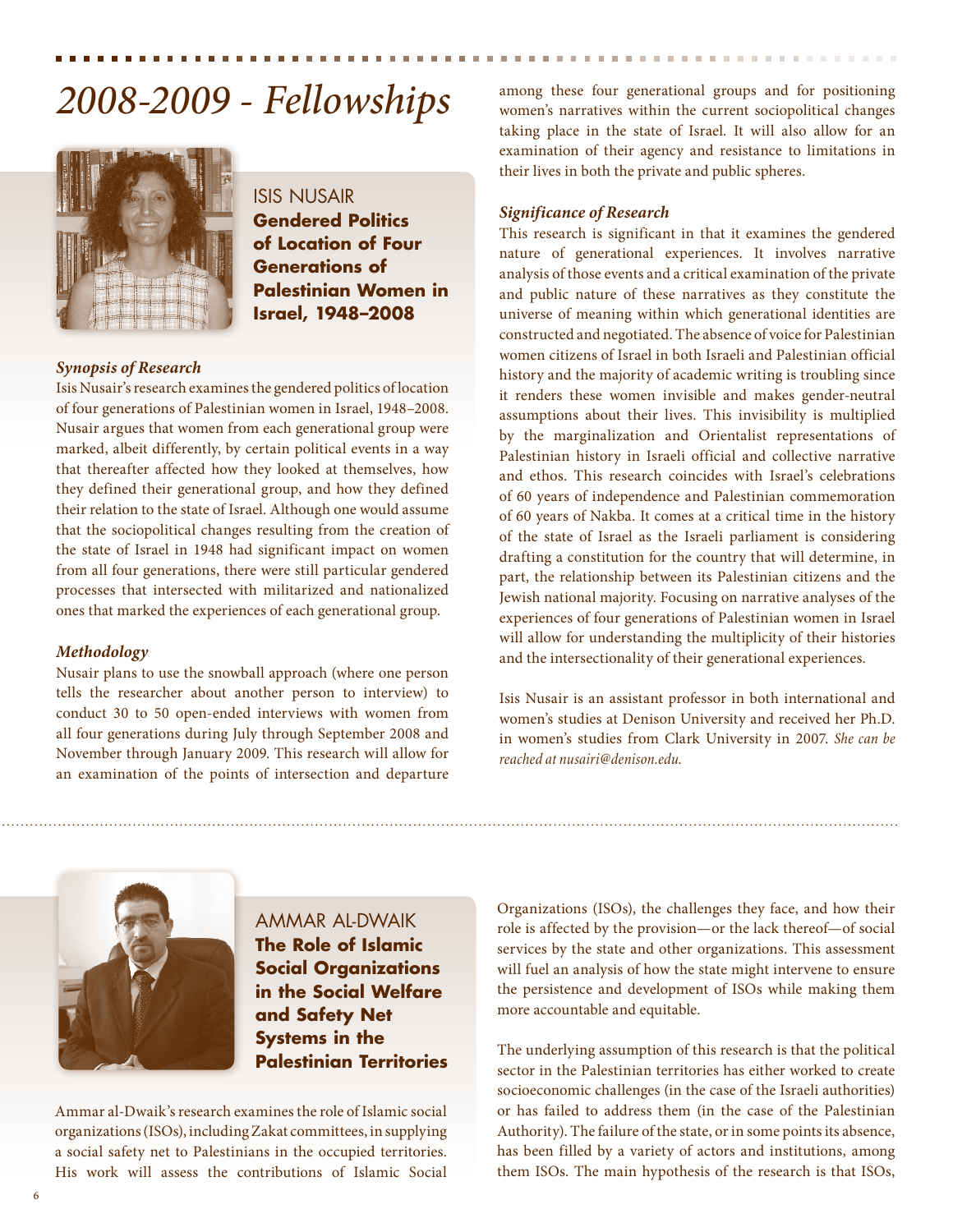# 2008-2009 - Fellowships

## ISIS NUSAIR

**Gendered Politics of Location of Four Generations of Palestinian Women in Israel, 1948–2008**

### *Synopsis of Research*

Isis Nusair's research examines the gendered politics of location of four generations of Palestinian women in Israel, 1948–2008. Nusair argues that women from each generational group were marked, albeit differently, by certain political events in a way that thereafter affected how they looked at themselves, how they defined their generational group, and how they defined their relation to the state of Israel. Although one would assume that the sociopolitical changes resulting from the creation of the state of Israel in 1948 had significant impact on women from all four generations, there were still particular gendered processes that intersected with militarized and nationalized ones that marked the experiences of each generational group.

### *Methodology*

Nusair plans to use the snowball approach (where one person tells the researcher about another person to interview) to conduct 30 to 50 open-ended interviews with women from all four generations during July through September 2008 and November through January 2009. This research will allow for an examination of the points of intersection and departure among these four generational groups and for positioning women's narratives within the current sociopolitical changes taking place in the state of Israel. It will also allow for an examination of their agency and resistance to limitations in their lives in both the private and public spheres.

### *Significance of Research*

This research is significant in that it examines the gendered nature of generational experiences. It involves narrative analysis of those events and a critical examination of the private and public nature of these narratives as they constitute the universe of meaning within which generational identities are constructed and negotiated. The absence of voice for Palestinian women citizens of Israel in both Israeli and Palestinian official history and the majority of academic writing is troubling since it renders these women invisible and makes gender-neutral assumptions about their lives. This invisibility is multiplied by the marginalization and Orientalist representations of Palestinian history in Israeli official and collective narrative and ethos. This research coincides with Israel's celebrations of 60 years of independence and Palestinian commemoration of 60 years of Nakba. It comes at a critical time in the history of the state of Israel as the Israeli parliament is considering drafting a constitution for the country that will determine, in part, the relationship between its Palestinian citizens and the Jewish national majority. Focusing on narrative analyses of the experiences of four generations of Palestinian women in Israel will allow for understanding the multiplicity of their histories and the intersectionality of their generational experiences.

Isis Nusair is an assistant professor in both international and women's studies at Denison University and received her Ph.D. in women's studies from Clark University in 2007. *She can be reached at nusairi@denison.edu.*

## AMMAR AL-DWAIK

**The Role of Islamic Social Organizations in the Social Welfare and Safety Net Systems in the Palestinian Territories**

Ammar al-Dwaik's research examines the role of Islamic social organizations (ISOs), including Zakat committees, in supplying a social safety net to Palestinians in the occupied territories. His work will assess the contributions of Islamic Social Organizations (ISOs), the challenges they face, and how their role is affected by the provision—or the lack thereof—of social services by the state and other organizations. This assessment will fuel an analysis of how the state might intervene to ensure the persistence and development of ISOs while making them more accountable and equitable.

The underlying assumption of this research is that the political sector in the Palestinian territories has either worked to create socioeconomic challenges (in the case of the Israeli authorities) or has failed to address them (in the case of the Palestinian Authority). The failure of the state, or in some points its absence, has been filled by a variety of actors and institutions, among them ISOs. The main hypothesis of the research is that ISOs,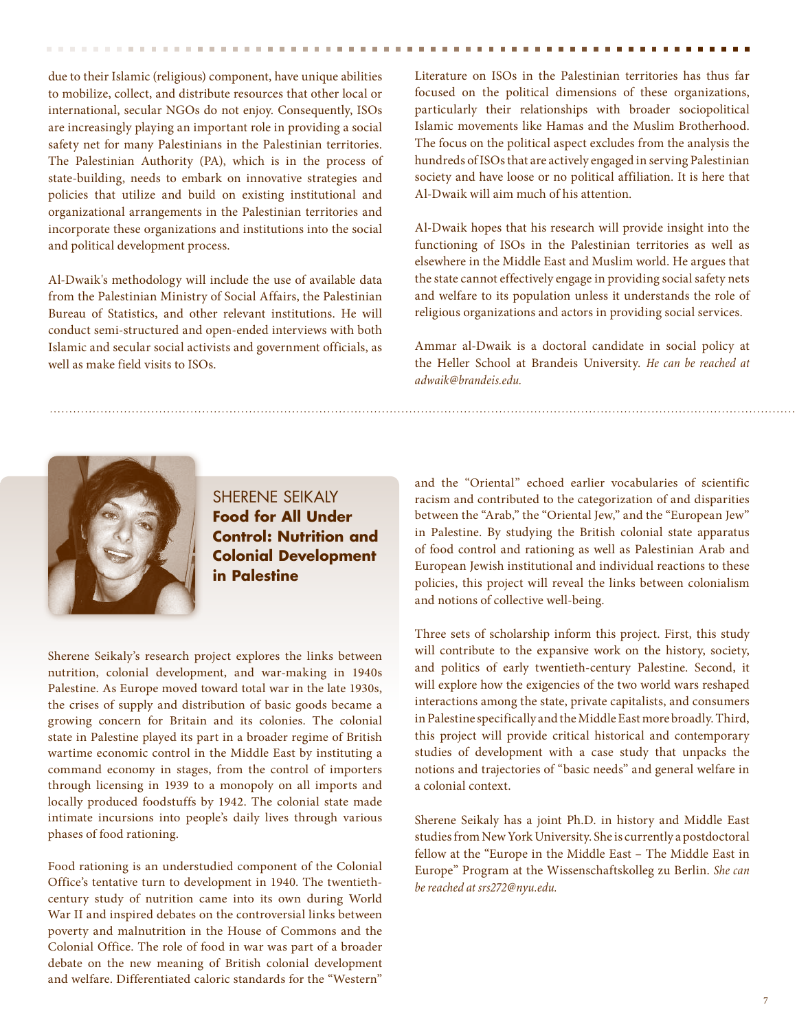due to their Islamic (religious) component, have unique abilities to mobilize, collect, and distribute resources that other local or international, secular NGOs do not enjoy. Consequently, ISOs are increasingly playing an important role in providing a social safety net for many Palestinians in the Palestinian territories. The Palestinian Authority (PA), which is in the process of state-building, needs to embark on innovative strategies and policies that utilize and build on existing institutional and organizational arrangements in the Palestinian territories and incorporate these organizations and institutions into the social and political development process.

Al-Dwaik's methodology will include the use of available data from the Palestinian Ministry of Social Affairs, the Palestinian Bureau of Statistics, and other relevant institutions. He will conduct semi-structured and open-ended interviews with both Islamic and secular social activists and government officials, as well as make field visits to ISOs.

Literature on ISOs in the Palestinian territories has thus far focused on the political dimensions of these organizations, particularly their relationships with broader sociopolitical Islamic movements like Hamas and the Muslim Brotherhood. The focus on the political aspect excludes from the analysis the hundreds of ISOs that are actively engaged in serving Palestinian society and have loose or no political affiliation. It is here that Al-Dwaik will aim much of his attention.

Al-Dwaik hopes that his research will provide insight into the functioning of ISOs in the Palestinian territories as well as elsewhere in the Middle East and Muslim world. He argues that the state cannot effectively engage in providing social safety nets and welfare to its population unless it understands the role of religious organizations and actors in providing social services.

Ammar al-Dwaik is a doctoral candidate in social policy at the Heller School at Brandeis University. *He can be reached at adwaik@brandeis.edu.*

## SHERENE SEIKALY
### **Food for All Under Control: Nutrition and Colonial Development in Palestine**

Sherene Seikaly's research project explores the links between nutrition, colonial development, and war-making in 1940s Palestine. As Europe moved toward total war in the late 1930s, the crises of supply and distribution of basic goods became a growing concern for Britain and its colonies. The colonial state in Palestine played its part in a broader regime of British wartime economic control in the Middle East by instituting a command economy in stages, from the control of importers through licensing in 1939 to a monopoly on all imports and locally produced foodstuffs by 1942. The colonial state made intimate incursions into people's daily lives through various phases of food rationing.

Food rationing is an understudied component of the Colonial Office's tentative turn to development in 1940. The twentieth-century study of nutrition came into its own during World War II and inspired debates on the controversial links between poverty and malnutrition in the House of Commons and the Colonial Office. The role of food in war was part of a broader debate on the new meaning of British colonial development and welfare. Differentiated caloric standards for the "Western" and the "Oriental" echoed earlier vocabularies of scientific racism and contributed to the categorization of and disparities between the "Arab," the "Oriental Jew," and the "European Jew" in Palestine. By studying the British colonial state apparatus of food control and rationing as well as Palestinian Arab and European Jewish institutional and individual reactions to these policies, this project will reveal the links between colonialism and notions of collective well-being.

Three sets of scholarship inform this project. First, this study will contribute to the expansive work on the history, society, and politics of early twentieth-century Palestine. Second, it will explore how the exigencies of the two world wars reshaped interactions among the state, private capitalists, and consumers in Palestine specifically and the Middle East more broadly. Third, this project will provide critical historical and contemporary studies of development with a case study that unpacks the notions and trajectories of "basic needs" and general welfare in a colonial context.

Sherene Seikaly has a joint Ph.D. in history and Middle East studies from New York University. She is currently a postdoctoral fellow at the "Europe in the Middle East – The Middle East in Europe" Program at the Wissenschaftskolleg zu Berlin. *She can be reached at srs272@nyu.edu.*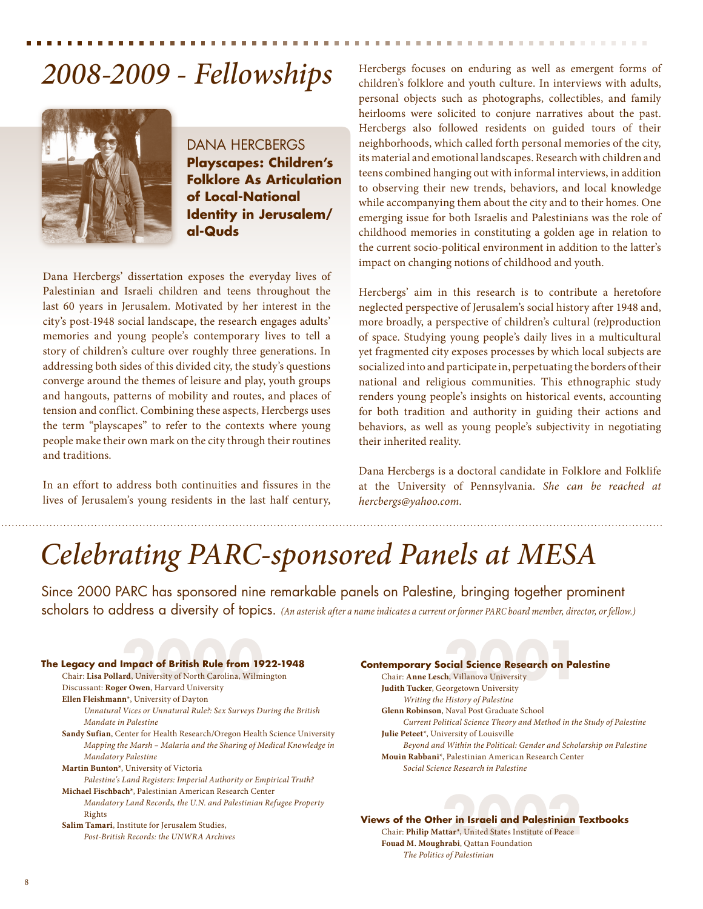# 2008-2009 - Fellowships

## DANA HERCBERGS

**Playscapes: Children's Folklore As Articulation of Local-National Identity in Jerusalem/ al-Quds**

Dana Hercbergs' dissertation exposes the everyday lives of Palestinian and Israeli children and teens throughout the last 60 years in Jerusalem. Motivated by her interest in the city's post-1948 social landscape, the research engages adults' memories and young people's contemporary lives to tell a story of children's culture over roughly three generations. In addressing both sides of this divided city, the study's questions converge around the themes of leisure and play, youth groups and hangouts, patterns of mobility and routes, and places of tension and conflict. Combining these aspects, Hercbergs uses the term "playscapes" to refer to the contexts where young people make their own mark on the city through their routines and traditions.

In an effort to address both continuities and fissures in the lives of Jerusalem's young residents in the last half century, Hercbergs focuses on enduring as well as emergent forms of children's folklore and youth culture. In interviews with adults, personal objects such as photographs, collectibles, and family heirlooms were solicited to conjure narratives about the past. Hercbergs also followed residents on guided tours of their neighborhoods, which called forth personal memories of the city, its material and emotional landscapes. Research with children and teens combined hanging out with informal interviews, in addition to observing their new trends, behaviors, and local knowledge while accompanying them about the city and to their homes. One emerging issue for both Israelis and Palestinians was the role of childhood memories in constituting a golden age in relation to the current socio-political environment in addition to the latter's impact on changing notions of childhood and youth.

Hercbergs' aim in this research is to contribute a heretofore neglected perspective of Jerusalem's social history after 1948 and, more broadly, a perspective of children's cultural (re)production of space. Studying young people's daily lives in a multicultural yet fragmented city exposes processes by which local subjects are socialized into and participate in, perpetuating the borders of their national and religious communities. This ethnographic study renders young people's insights on historical events, accounting for both tradition and authority in guiding their actions and behaviors, as well as young people's subjectivity in negotiating their inherited reality.

Dana Hercbergs is a doctoral candidate in Folklore and Folklife at the University of Pennsylvania. *She can be reached at hercbergs@yahoo.com.*

# Celebrating PARC-sponsored Panels at MESA

Since 2000 PARC has sponsored nine remarkable panels on Palestine, bringing together prominent scholars to address a diversity of topics. *(An asterisk after a name indicates a current or former PARC board member, director, or fellow.)*

## 2000

**The Legacy and Impact of British Rule from 1922-1948**

Chair: **Lisa Pollard**, University of North Carolina, Wilmington
Discussant: **Roger Owen**, Harvard University
**Ellen Fleishmann***, University of Dayton
*Unnatural Vices or Unnatural Rule?: Sex Surveys During the British Mandate in Palestine*
**Sandy Sufian**, Center for Health Research/Oregon Health Science University
*Mapping the Marsh – Malaria and the Sharing of Medical Knowledge in Mandatory Palestine*
**Martin Bunton***, University of Victoria
*Palestine's Land Registers: Imperial Authority or Empirical Truth?*
**Michael Fischbach***, Palestinian American Research Center
*Mandatory Land Records, the U.N. and Palestinian Refugee Property Rights*
**Salim Tamari**, Institute for Jerusalem Studies,
*Post-British Records: the UNWRA Archives*

## 2001

**Contemporary Social Science Research on Palestine**

Chair: **Anne Lesch**, Villanova University
**Judith Tucker**, Georgetown University
*Writing the History of Palestine*
**Glenn Robinson**, Naval Post Graduate School
*Current Political Science Theory and Method in the Study of Palestine*
**Julie Peteet***, University of Louisville
*Beyond and Within the Political: Gender and Scholarship on Palestine*
**Mouin Rabbani***, Palestinian American Research Center
*Social Science Research in Palestine*

## 2002

**Views of the Other in Israeli and Palestinian Textbooks**

Chair: **Philip Mattar***, United States Institute of Peace
**Fouad M. Moughrabi**, Qattan Foundation
*The Politics of Palestinian*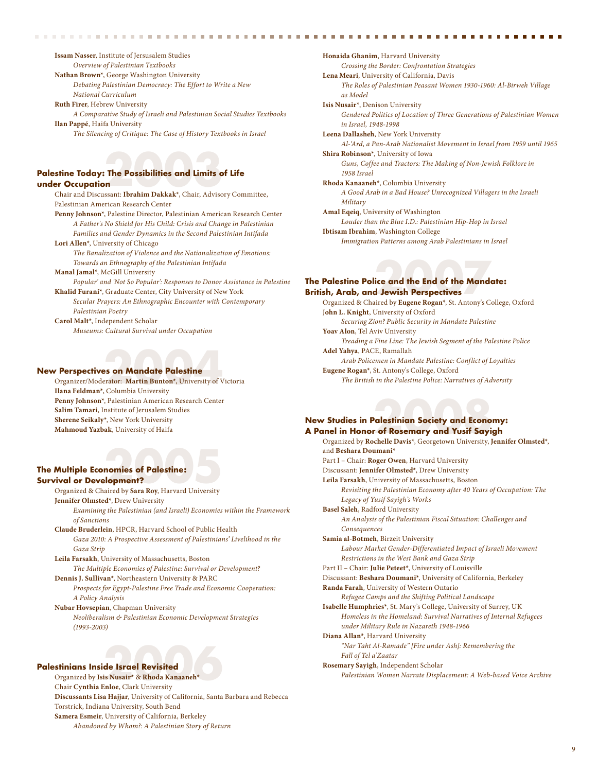**Issam Nasser**, Institute of Jersusalem Studies
*Overview of Palestinian Textbooks*
**Nathan Brown***, George Washington University
*Debating Palestinian Democracy: The Effort to Write a New National Curriculum*
**Ruth Firer**, Hebrew University
*A Comparative Study of Israeli and Palestinian Social Studies Textbooks*
**Ilan Pappé**, Haifa University
*The Silencing of Critique: The Case of History Textbooks in Israel*

## 2003

### Palestine Today: The Possibilities and Limits of Life under Occupation

Chair and Discussant: **Ibrahim Dakkak***, Chair, Advisory Committee, Palestinian American Research Center
**Penny Johnson***, Palestine Director, Palestinian American Research Center
*A Father's No Shield for His Child: Crisis and Change in Palestinian Families and Gender Dynamics in the Second Palestinian Intifada*
**Lori Allen***, University of Chicago
*The Banalization of Violence and the Nationalization of Emotions: Towards an Ethnography of the Palestinian Intifada*
**Manal Jamal***, McGill University
*Popular' and 'Not So Popular': Responses to Donor Assistance in Palestine*
**Khalid Furani***, Graduate Center, City University of New York
*Secular Prayers: An Ethnographic Encounter with Contemporary Palestinian Poetry*
**Carol Malt***, Independent Scholar
*Museums: Cultural Survival under Occupation*

## 2004

### New Perspectives on Mandate Palestine

Organizer/Moderator: **Martin Bunton***, University of Victoria
**Ilana Feldman***, Columbia University
**Penny Johnson***, Palestinian American Research Center
**Salim Tamari**, Institute of Jerusalem Studies
**Sherene Seikaly***, New York University
**Mahmoud Yazbak**, University of Haifa

## 2005

### The Multiple Economies of Palestine: Survival or Development?

Organized & Chaired by **Sara Roy**, Harvard University
**Jennifer Olmsted***, Drew University
*Examining the Palestinian (and Israeli) Economies within the Framework of Sanctions*
**Claude Bruderlein**, HPCR, Harvard School of Public Health
*Gaza 2010: A Prospective Assessment of Palestinians' Livelihood in the Gaza Strip*
**Leila Farsakh**, University of Massachusetts, Boston
*The Multiple Economies of Palestine: Survival or Development?*
**Dennis J. Sullivan***, Northeastern University & PARC
*Prospects for Egypt-Palestine Free Trade and Economic Cooperation: A Policy Analysis*
**Nubar Hovsepian**, Chapman University
*Neoliberalism & Palestinian Economic Development Strategies (1993-2003)*

## 2006

### Palestinians Inside Israel Revisited

Organized by **Isis Nusair*** & **Rhoda Kanaaneh***
Chair **Cynthia Enloe**, Clark University
**Discussants Lisa Hajjar**, University of California, Santa Barbara and Rebecca Torstrick, Indiana University, South Bend
**Samera Esmeir**, University of California, Berkeley
*Abandoned by Whom?: A Palestinian Story of Return*
**Honaida Ghanim**, Harvard University
*Crossing the Border: Confrontation Strategies*
**Lena Meari**, University of California, Davis
*The Roles of Palestinian Peasant Women 1930-1960: Al-Birweh Village as Model*
**Isis Nusair***, Denison University
*Gendered Politics of Location of Three Generations of Palestinian Women in Israel, 1948-1998*
**Leena Dallasheh**, New York University
*Al-'Ard, a Pan-Arab Nationalist Movement in Israel from 1959 until 1965*
**Shira Robinson***, University of Iowa
*Guns, Coffee and Tractors: The Making of Non-Jewish Folklore in 1958 Israel*
**Rhoda Kanaaneh***, Columbia University
*A Good Arab in a Bad House? Unrecognized Villagers in the Israeli Military*
**Amal Eqeiq**, University of Washington
*Louder than the Blue I.D.: Palestinian Hip-Hop in Israel*
**Ibtisam Ibrahim**, Washington College
*Immigration Patterns among Arab Palestinians in Israel*

## 2007

### The Palestine Police and the End of the Mandate: British, Arab, and Jewish Perspectives

Organized & Chaired by **Eugene Rogan***, St. Antony's College, Oxford
**John L. Knight**, University of Oxford
*Securing Zion? Public Security in Mandate Palestine*
**Yoav Alon**, Tel Aviv University
*Treading a Fine Line: The Jewish Segment of the Palestine Police*
**Adel Yahya**, PACE, Ramallah
*Arab Policemen in Mandate Palestine: Conflict of Loyalties*
**Eugene Rogan***, St. Antony's College, Oxford
*The British in the Palestine Police: Narratives of Adversity*

## 2008

### New Studies in Palestinian Society and Economy: A Panel in Honor of Rosemary and Yusif Sayigh

Organized by **Rochelle Davis***, Georgetown University, **Jennifer Olmsted***, and **Beshara Doumani***
Part I – Chair: **Roger Owen**, Harvard University
Discussant: **Jennifer Olmsted***, Drew University
**Leila Farsakh**, University of Massachusetts, Boston
*Revisiting the Palestinian Economy after 40 Years of Occupation: The Legacy of Yusif Sayigh's Works*
**Basel Saleh**, Radford University
*An Analysis of the Palestinian Fiscal Situation: Challenges and Consequences*
**Samia al-Botmeh**, Birzeit University
*Labour Market Gender-Differentiated Impact of Israeli Movement Restrictions in the West Bank and Gaza Strip*
Part II – Chair: **Julie Peteet***, University of Louisville
Discussant: **Beshara Doumani***, University of California, Berkeley
**Randa Farah**, University of Western Ontario
*Refugee Camps and the Shifting Political Landscape*
**Isabelle Humphries***, St. Mary's College, University of Surrey, UK
*Homeless in the Homeland: Survival Narratives of Internal Refugees under Military Rule in Nazareth 1948-1966*
**Diana Allan***, Harvard University
*"Nar Taht Al-Ramade" [Fire under Ash]: Remembering the Fall of Tel a'Zaatar*
**Rosemary Sayigh**, Independent Scholar
*Palestinian Women Narrate Displacement: A Web-based Voice Archive*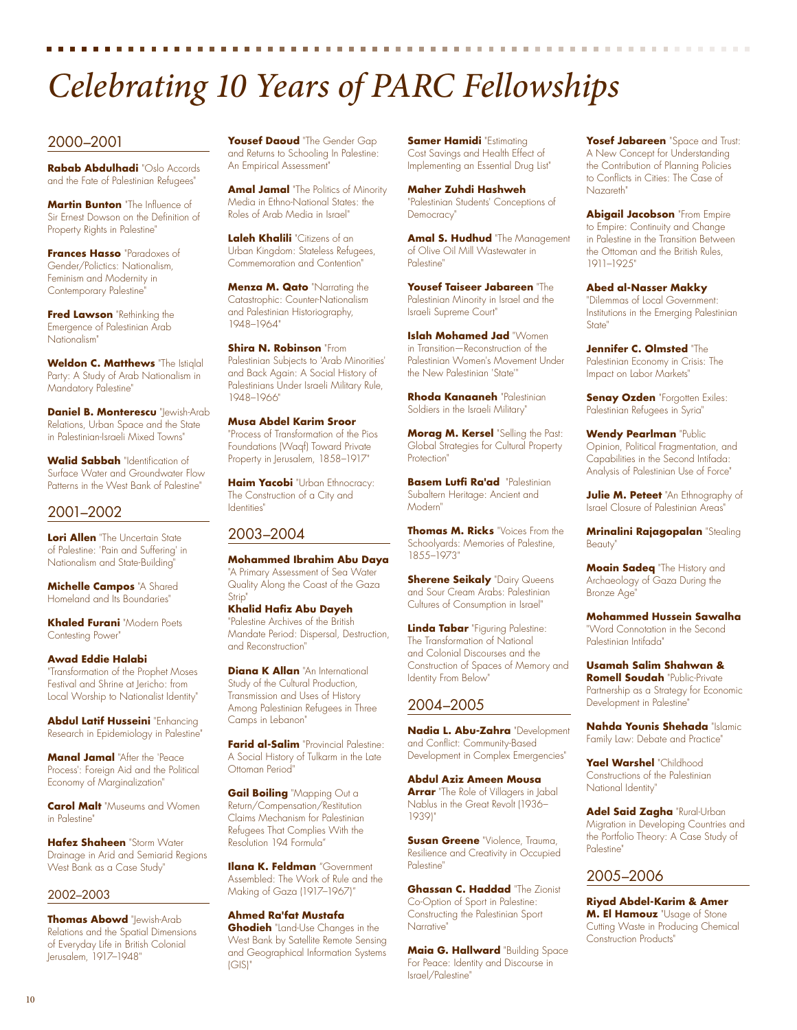# Celebrating 10 Years of PARC Fellowships

## 2000–2001

**Rabab Abdulhadi** "Oslo Accords and the Fate of Palestinian Refugees"

**Martin Bunton** "The Influence of Sir Ernest Dowson on the Definition of Property Rights in Palestine"

**Frances Hasso** "Paradoxes of Gender/Polictics: Nationalism, Feminism and Modernity in Contemporary Palestine"

**Fred Lawson** "Rethinking the Emergence of Palestinian Arab Nationalism"

**Weldon C. Matthews** "The Istiqlal Party: A Study of Arab Nationalism in Mandatory Palestine"

**Daniel B. Monterescu** "Jewish-Arab Relations, Urban Space and the State in Palestinian-Israeli Mixed Towns"

**Walid Sabbah** "Identification of Surface Water and Groundwater Flow Patterns in the West Bank of Palestine"

## 2001–2002

**Lori Allen** "The Uncertain State of Palestine: 'Pain and Suffering' in Nationalism and State-Building"

**Michelle Campos** "A Shared Homeland and Its Boundaries"

**Khaled Furani** "Modern Poets Contesting Power"

**Awad Eddie Halabi** "Transformation of the Prophet Moses Festival and Shrine at Jericho: from Local Worship to Nationalist Identity"

**Abdul Latif Husseini** "Enhancing Research in Epidemiology in Palestine"

**Manal Jamal** "After the 'Peace Process': Foreign Aid and the Political Economy of Marginalization"

**Carol Malt** "Museums and Women in Palestine"

**Hafez Shaheen** "Storm Water Drainage in Arid and Semiarid Regions West Bank as a Case Study"

## 2002–2003

**Thomas Abowd** "Jewish-Arab Relations and the Spatial Dimensions of Everyday Life in British Colonial Jerusalem, 1917–1948"

**Yousef Daoud** "The Gender Gap and Returns to Schooling In Palestine: An Empirical Assessment"

**Amal Jamal** "The Politics of Minority Media in Ethno-National States: the Roles of Arab Media in Israel"

**Laleh Khalili** "Citizens of an Urban Kingdom: Stateless Refugees, Commemoration and Contention"

**Menza M. Qato** "Narrating the Catastrophic: Counter-Nationalism and Palestinian Historiography, 1948–1964"

**Shira N. Robinson** "From Palestinian Subjects to 'Arab Minorities' and Back Again: A Social History of Palestinians Under Israeli Military Rule, 1948–1966"

**Musa Abdel Karim Sroor** "Process of Transformation of the Pios Foundations (Waqf) Toward Private Property in Jerusalem, 1858–1917"

**Haim Yacobi** "Urban Ethnocracy: The Construction of a City and Identities"

## 2003–2004

**Mohammed Ibrahim Abu Daya** "A Primary Assessment of Sea Water Quality Along the Coast of the Gaza Strip"

**Khalid Hafiz Abu Dayeh** "Palestine Archives of the British Mandate Period: Dispersal, Destruction, and Reconstruction"

**Diana K Allan** "An International Study of the Cultural Production, Transmission and Uses of History Among Palestinian Refugees in Three Camps in Lebanon"

**Farid al-Salim** "Provincial Palestine: A Social History of Tulkarm in the Late Ottoman Period"

**Gail Boiling** "Mapping Out a Return/Compensation/Restitution Claims Mechanism for Palestinian Refugees That Complies With the Resolution 194 Formula"

**Ilana K. Feldman** "Government Assembled: The Work of Rule and the Making of Gaza (1917–1967)"

**Ahmed Ra'fat Mustafa Ghodieh** "Land-Use Changes in the West Bank by Satellite Remote Sensing and Geographical Information Systems (GIS)"

**Samer Hamidi** "Estimating Cost Savings and Health Effect of Implementing an Essential Drug List"

**Maher Zuhdi Hashweh** "Palestinian Students' Conceptions of Democracy"

**Amal S. Hudhud** "The Management of Olive Oil Mill Wastewater in Palestine"

**Yousef Taiseer Jabareen** "The Palestinian Minority in Israel and the Israeli Supreme Court"

**Islah Mohamed Jad** "Women in Transition—Reconstruction of the Palestinian Women's Movement Under the New Palestinian 'State'"

**Rhoda Kanaaneh** "Palestinian Soldiers in the Israeli Military"

**Morag M. Kersel** "Selling the Past: Global Strategies for Cultural Property Protection"

**Basem Lutfi Ra'ad** "Palestinian Subaltern Heritage: Ancient and Modern"

**Thomas M. Ricks** "Voices From the Schoolyards: Memories of Palestine, 1855–1973"

**Sherene Seikaly** "Dairy Queens and Sour Cream Arabs: Palestinian Cultures of Consumption in Israel"

**Linda Tabar** "Figuring Palestine: The Transformation of National and Colonial Discourses and the Construction of Spaces of Memory and Identity From Below"

## 2004–2005

**Nadia L. Abu-Zahra** "Development and Conflict: Community-Based Development in Complex Emergencies"

**Abdul Aziz Ameen Mousa Arrar** "The Role of Villagers in Jabal Nablus in the Great Revolt (1936–1939)"

**Susan Greene** "Violence, Trauma, Resilience and Creativity in Occupied Palestine"

**Ghassan C. Haddad** "The Zionist Co-Option of Sport in Palestine: Constructing the Palestinian Sport Narrative"

**Maia G. Hallward** "Building Space For Peace: Identity and Discourse in Israel/Palestine"

**Yosef Jabareen** "Space and Trust: A New Concept for Understanding the Contribution of Planning Policies to Conflicts in Cities: The Case of Nazareth"

**Abigail Jacobson** "From Empire to Empire: Continuity and Change in Palestine in the Transition Between the Ottoman and the British Rules, 1911–1925"

**Abed al-Nasser Makky** "Dilemmas of Local Government: Institutions in the Emerging Palestinian State"

**Jennifer C. Olmsted** "The Palestinian Economy in Crisis: The Impact on Labor Markets"

**Senay Ozden** "Forgotten Exiles: Palestinian Refugees in Syria"

**Wendy Pearlman** "Public Opinion, Political Fragmentation, and Capabilities in the Second Intifada: Analysis of Palestinian Use of Force"

**Julie M. Peteet** "An Ethnography of Israel Closure of Palestinian Areas"

**Mrinalini Rajagopalan** "Stealing Beauty"

**Moain Sadeq** "The History and Archaeology of Gaza During the Bronze Age"

**Mohammed Hussein Sawalha** "Word Connotation in the Second Palestinian Intifada"

**Usamah Salim Shahwan & Romell Soudah** "Public-Private Partnership as a Strategy for Economic Development in Palestine"

**Nahda Younis Shehada** "Islamic Family Law: Debate and Practice"

**Yael Warshel** "Childhood Constructions of the Palestinian National Identity"

**Adel Said Zagha** "Rural-Urban Migration in Developing Countries and the Portfolio Theory: A Case Study of Palestine"

## 2005–2006

**Riyad Abdel-Karim & Amer M. El Hamouz** "Usage of Stone Cutting Waste in Producing Chemical Construction Products"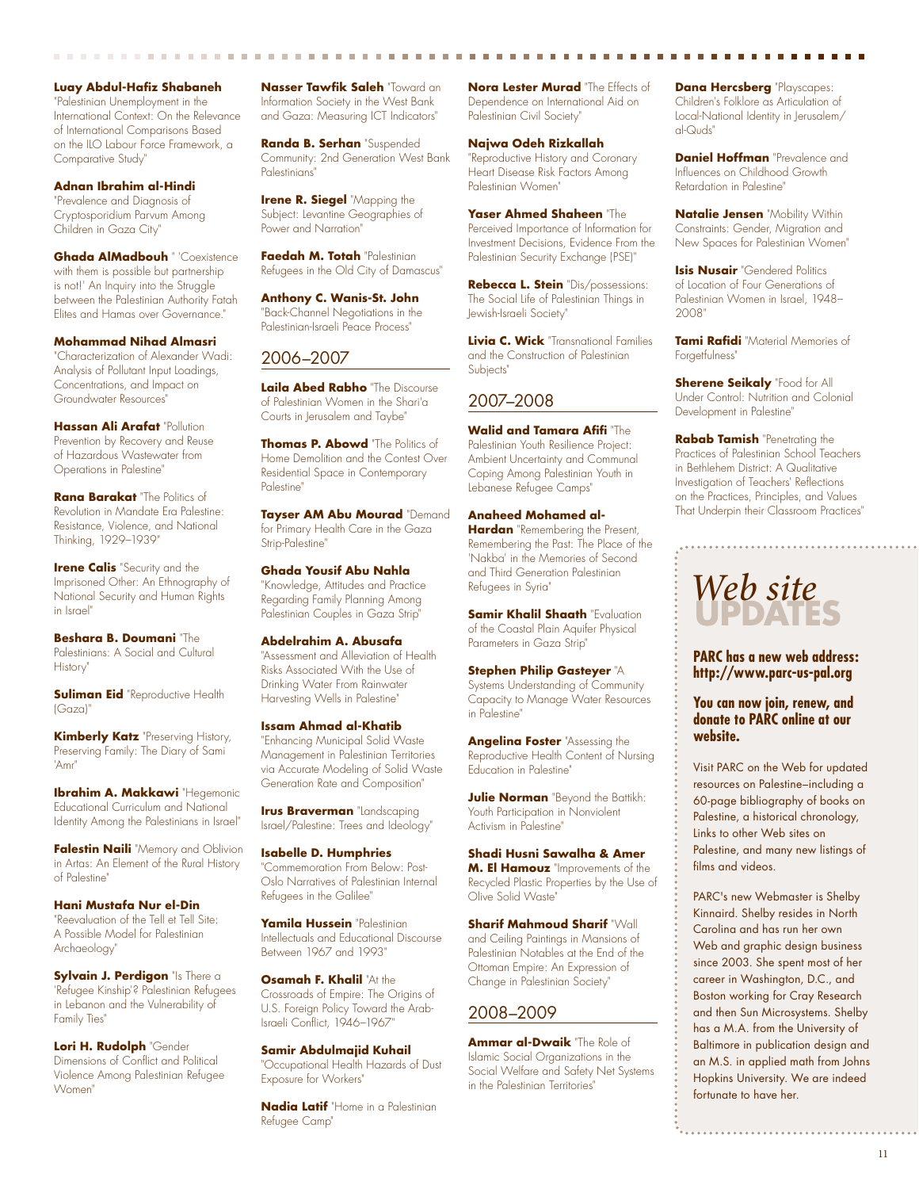**Luay Abdul-Hafiz Shabaneh** "Palestinian Unemployment in the International Context: On the Relevance of International Comparisons Based on the ILO Labour Force Framework, a Comparative Study"

**Adnan Ibrahim al-Hindi** "Prevalence and Diagnosis of Cryptosporidium Parvum Among Children in Gaza City"

**Ghada AlMadbouh** " 'Coexistence with them is possible but partnership is not!' An Inquiry into the Struggle between the Palestinian Authority Fatah Elites and Hamas over Governance."

**Mohammad Nihad Almasri** "Characterization of Alexander Wadi: Analysis of Pollutant Input Loadings, Concentrations, and Impact on Groundwater Resources"

**Hassan Ali Arafat** "Pollution Prevention by Recovery and Reuse of Hazardous Wastewater from Operations in Palestine"

**Rana Barakat** "The Politics of Revolution in Mandate Era Palestine: Resistance, Violence, and National Thinking, 1929–1939"

**Irene Calis** "Security and the Imprisoned Other: An Ethnography of National Security and Human Rights in Israel"

**Beshara B. Doumani** "The Palestinians: A Social and Cultural History"

**Suliman Eid** "Reproductive Health (Gaza)"

**Kimberly Katz** "Preserving History, Preserving Family: The Diary of Sami 'Amr"

**Ibrahim A. Makkawi** "Hegemonic Educational Curriculum and National Identity Among the Palestinians in Israel"

**Falestin Naili** "Memory and Oblivion in Artas: An Element of the Rural History of Palestine"

**Hani Mustafa Nur el-Din** "Reevaluation of the Tell et Tell Site: A Possible Model for Palestinian Archaeology"

**Sylvain J. Perdigon** "Is There a 'Refugee Kinship'? Palestinian Refugees in Lebanon and the Vulnerability of Family Ties"

**Lori H. Rudolph** "Gender Dimensions of Conflict and Political Violence Among Palestinian Refugee Women"

**Nasser Tawfik Saleh** "Toward an Information Society in the West Bank and Gaza: Measuring ICT Indicators"

**Randa B. Serhan** "Suspended Community: 2nd Generation West Bank Palestinians"

**Irene R. Siegel** "Mapping the Subject: Levantine Geographies of Power and Narration"

**Faedah M. Totah** "Palestinian Refugees in the Old City of Damascus"

**Anthony C. Wanis-St. John** "Back-Channel Negotiations in the Palestinian-Israeli Peace Process"

## 2006–2007

**Laila Abed Rabho** "The Discourse of Palestinian Women in the Shari'a Courts in Jerusalem and Taybe"

**Thomas P. Abowd** "The Politics of Home Demolition and the Contest Over Residential Space in Contemporary Palestine"

**Tayser AM Abu Mourad** "Demand for Primary Health Care in the Gaza Strip-Palestine"

**Ghada Yousif Abu Nahla** "Knowledge, Attitudes and Practice Regarding Family Planning Among Palestinian Couples in Gaza Strip"

**Abdelrahim A. Abusafa** "Assessment and Alleviation of Health Risks Associated With the Use of Drinking Water From Rainwater Harvesting Wells in Palestine"

**Issam Ahmad al-Khatib** "Enhancing Municipal Solid Waste Management in Palestinian Territories via Accurate Modeling of Solid Waste Generation Rate and Composition"

**Irus Braverman** "Landscaping Israel/Palestine: Trees and Ideology"

**Isabelle D. Humphries** "Commemoration From Below: Post-Oslo Narratives of Palestinian Internal Refugees in the Galilee"

**Yamila Hussein** "Palestinian Intellectuals and Educational Discourse Between 1967 and 1993"

**Osamah F. Khalil** "At the Crossroads of Empire: The Origins of U.S. Foreign Policy Toward the Arab-Israeli Conflict, 1946–1967"

**Samir Abdulmajid Kuhail** "Occupational Health Hazards of Dust Exposure for Workers"

**Nadia Latif** "Home in a Palestinian Refugee Camp"

**Nora Lester Murad** "The Effects of Dependence on International Aid on Palestinian Civil Society"

**Najwa Odeh Rizkallah** "Reproductive History and Coronary Heart Disease Risk Factors Among Palestinian Women"

**Yaser Ahmed Shaheen** "The Perceived Importance of Information for Investment Decisions, Evidence From the Palestinian Security Exchange (PSE)"

**Rebecca L. Stein** "Dis/possessions: The Social Life of Palestinian Things in Jewish-Israeli Society"

**Livia C. Wick** "Transnational Families and the Construction of Palestinian Subjects"

## 2007–2008

**Walid and Tamara Afifi** "The Palestinian Youth Resilience Project: Ambient Uncertainty and Communal Coping Among Palestinian Youth in Lebanese Refugee Camps"

**Anaheed Mohamed al-Hardan** "Remembering the Present, Remembering the Past: The Place of the 'Nakba' in the Memories of Second and Third Generation Palestinian Refugees in Syria"

**Samir Khalil Shaath** "Evaluation of the Coastal Plain Aquifer Physical Parameters in Gaza Strip"

**Stephen Philip Gasteyer** "A Systems Understanding of Community Capacity to Manage Water Resources in Palestine"

**Angelina Foster** "Assessing the Reproductive Health Content of Nursing Education in Palestine"

**Julie Norman** "Beyond the Battikh: Youth Participation in Nonviolent Activism in Palestine"

**Shadi Husni Sawalha & Amer M. El Hamouz** "Improvements of the Recycled Plastic Properties by the Use of Olive Solid Waste"

**Sharif Mahmoud Sharif** "Wall and Ceiling Paintings in Mansions of Palestinian Notables at the End of the Ottoman Empire: An Expression of Change in Palestinian Society"

## 2008–2009

**Ammar al-Dwaik** "The Role of Islamic Social Organizations in the Social Welfare and Safety Net Systems in the Palestinian Territories"

**Dana Hercsberg** "Playscapes: Children's Folklore as Articulation of Local-National Identity in Jerusalem/al-Quds"

**Daniel Hoffman** "Prevalence and Influences on Childhood Growth Retardation in Palestine"

**Natalie Jensen** "Mobility Within Constraints: Gender, Migration and New Spaces for Palestinian Women"

**Isis Nusair** "Gendered Politics of Location of Four Generations of Palestinian Women in Israel, 1948–2008"

**Tami Rafidi** "Material Memories of Forgetfulness"

**Sherene Seikaly** "Food for All Under Control: Nutrition and Colonial Development in Palestine"

**Rabab Tamish** "Penetrating the Practices of Palestinian School Teachers in Bethlehem District: A Qualitative Investigation of Teachers' Reflections on the Practices, Principles, and Values That Underpin their Classroom Practices"

## *Web site* UPDATES

**PARC has a new web address: http://www.parc-us-pal.org**

**You can now join, renew, and donate to PARC online at our website.**

Visit PARC on the Web for updated resources on Palestine—including a 60-page bibliography of books on Palestine, a historical chronology, Links to other Web sites on Palestine, and many new listings of films and videos.

PARC's new Webmaster is Shelby Kinnaird. Shelby resides in North Carolina and has run her own Web and graphic design business since 2003. She spent most of her career in Washington, D.C., and Boston working for Cray Research and then Sun Microsystems. Shelby has a M.A. from the University of Baltimore in publication design and an M.S. in applied math from Johns Hopkins University. We are indeed fortunate to have her.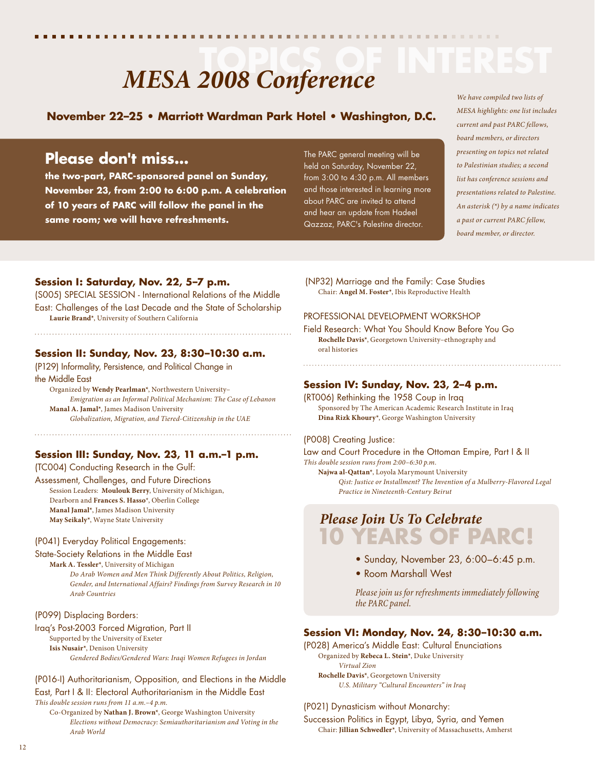# TOPICS OF INTEREST

# *MESA 2008 Conference*

**November 22–25 • Marriott Wardman Park Hotel • Washington, D.C.**

## Please don't miss...

**the two-part, PARC-sponsored panel on Sunday, November 23, from 2:00 to 6:00 p.m. A celebration of 10 years of PARC will follow the panel in the same room; we will have refreshments.**

The PARC general meeting will be held on Saturday, November 22, from 3:00 to 4:30 p.m. All members and those interested in learning more about PARC are invited to attend and hear an update from Hadeel Qazzaz, PARC's Palestine director.

*We have compiled two lists of MESA highlights: one list includes current and past PARC fellows, board members, or directors presenting on topics not related to Palestinian studies; a second list has conference sessions and presentations related to Palestine. An asterisk (*) by a name indicates a past or current PARC fellow, board member, or director.*

### Session I: Saturday, Nov. 22, 5–7 p.m.

(S005) SPECIAL SESSION - International Relations of the Middle East: Challenges of the Last Decade and the State of Scholarship
**Laurie Brand***, University of Southern California

### Session II: Sunday, Nov. 23, 8:30–10:30 a.m.

(P129) Informality, Persistence, and Political Change in the Middle East
Organized by **Wendy Pearlman***, Northwestern University–
*Emigration as an Informal Political Mechanism: The Case of Lebanon*
**Manal A. Jamal***, James Madison University
*Globalization, Migration, and Tiered-Citizenship in the UAE*

### Session III: Sunday, Nov. 23, 11 a.m.–1 p.m.

(TC004) Conducting Research in the Gulf: Assessment, Challenges, and Future Directions
Session Leaders: **Moulouk Berry**, University of Michigan, Dearborn and **Frances S. Hasso***, Oberlin College
**Manal Jamal***, James Madison University
**May Seikaly***, Wayne State University

(P041) Everyday Political Engagements: State-Society Relations in the Middle East
**Mark A. Tessler***, University of Michigan
*Do Arab Women and Men Think Differently About Politics, Religion, Gender, and International Affairs? Findings from Survey Research in 10 Arab Countries*

(P099) Displacing Borders: Iraq's Post-2003 Forced Migration, Part II
Supported by the University of Exeter
**Isis Nusair***, Denison University
*Gendered Bodies/Gendered Wars: Iraqi Women Refugees in Jordan*

(P016-I) Authoritarianism, Opposition, and Elections in the Middle East, Part I & II: Electoral Authoritarianism in the Middle East
*This double session runs from 11 a.m.–4 p.m.*
Co-Organized by **Nathan J. Brown***, George Washington University
*Elections without Democracy: Semiauthoritarianism and Voting in the Arab World*

(NP32) Marriage and the Family: Case Studies
Chair: **Angel M. Foster***, Ibis Reproductive Health

PROFESSIONAL DEVELOPMENT WORKSHOP
Field Research: What You Should Know Before You Go
**Rochelle Davis***, Georgetown University–ethnography and oral histories

### Session IV: Sunday, Nov. 23, 2–4 p.m.

(RT006) Rethinking the 1958 Coup in Iraq
Sponsored by The American Academic Research Institute in Iraq
**Dina Rizk Khoury***, George Washington University

(P008) Creating Justice: Law and Court Procedure in the Ottoman Empire, Part I & II
*This double session runs from 2:00–6:30 p.m.*
**Najwa al-Qattan***, Loyola Marymount University
*Qist: Justice or Installment? The Invention of a Mulberry-Flavored Legal Practice in Nineteenth-Century Beirut*

## *Please Join Us To Celebrate* 10 YEARS OF PARC!

- Sunday, November 23, 6:00–6:45 p.m.
- Room Marshall West

*Please join us for refreshments immediately following the PARC panel.*

### Session VI: Monday, Nov. 24, 8:30–10:30 a.m.

(P028) America's Middle East: Cultural Enunciations
Organized by **Rebeca L. Stein***, Duke University
*Virtual Zion*
**Rochelle Davis***, Georgetown University
*U.S. Military "Cultural Encounters" in Iraq*

(P021) Dynasticism without Monarchy: Succession Politics in Egypt, Libya, Syria, and Yemen
Chair: **Jillian Schwedler***, University of Massachusetts, Amherst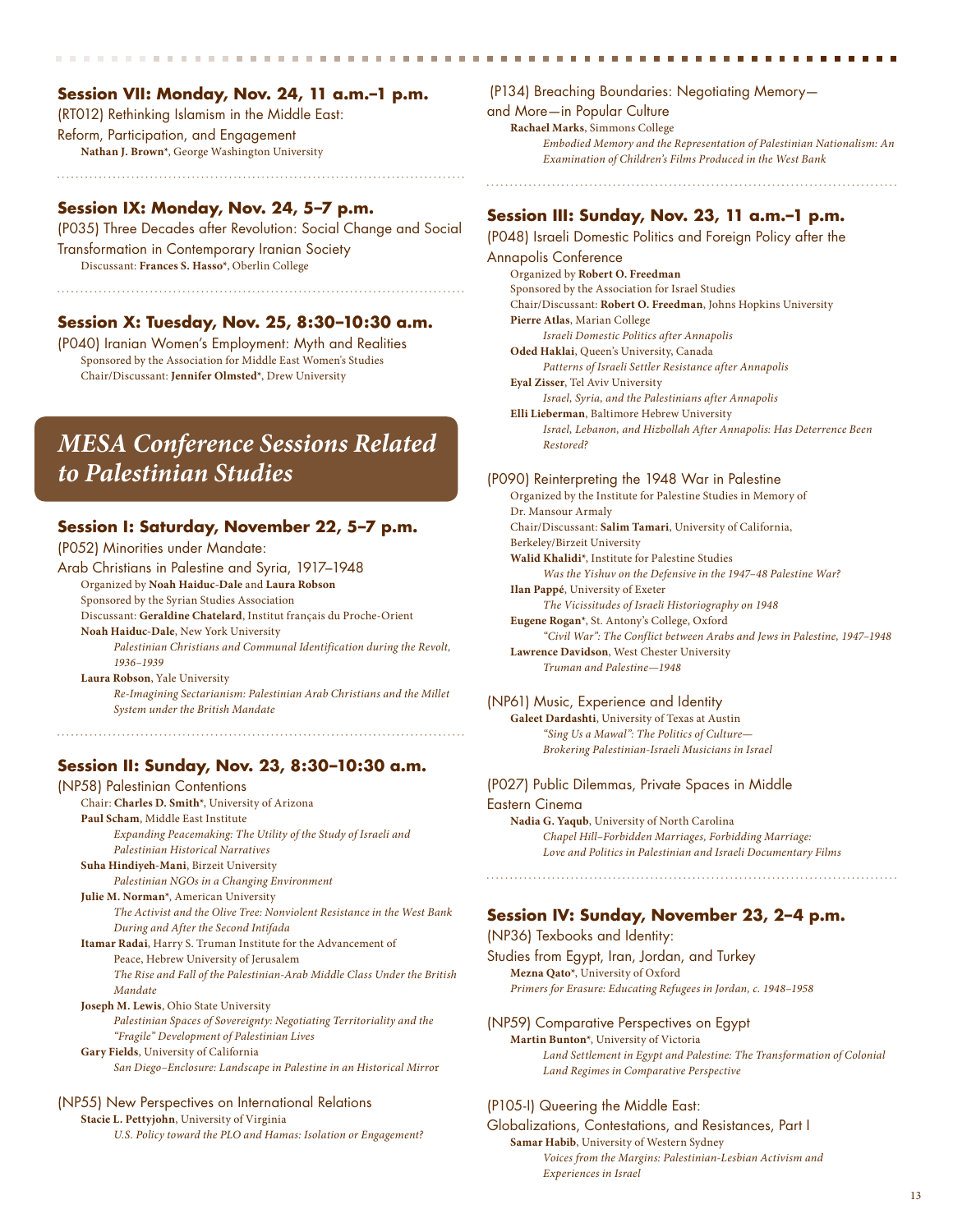## Session VII: Monday, Nov. 24, 11 a.m.–1 p.m.

(RT012) Rethinking Islamism in the Middle East: Reform, Participation, and Engagement

**Nathan J. Brown***, George Washington University

## Session IX: Monday, Nov. 24, 5–7 p.m.

(P035) Three Decades after Revolution: Social Change and Social Transformation in Contemporary Iranian Society

Discussant: **Frances S. Hasso***, Oberlin College

## Session X: Tuesday, Nov. 25, 8:30–10:30 a.m.

(P040) Iranian Women's Employment: Myth and Realities

Sponsored by the Association for Middle East Women's Studies

Chair/Discussant: **Jennifer Olmsted***, Drew University

# *MESA Conference Sessions Related to Palestinian Studies*

## Session I: Saturday, November 22, 5–7 p.m.

(P052) Minorities under Mandate: Arab Christians in Palestine and Syria, 1917–1948

Organized by **Noah Haiduc-Dale** and **Laura Robson**

Sponsored by the Syrian Studies Association

Discussant: **Geraldine Chatelard**, Institut français du Proche-Orient

**Noah Haiduc-Dale**, New York University

*Palestinian Christians and Communal Identification during the Revolt, 1936–1939*

**Laura Robson**, Yale University

*Re-Imagining Sectarianism: Palestinian Arab Christians and the Millet System under the British Mandate*

## Session II: Sunday, Nov. 23, 8:30–10:30 a.m.

(NP58) Palestinian Contentions

Chair: **Charles D. Smith***, University of Arizona

**Paul Scham**, Middle East Institute

*Expanding Peacemaking: The Utility of the Study of Israeli and Palestinian Historical Narratives*

**Suha Hindiyeh-Mani**, Birzeit University

*Palestinian NGOs in a Changing Environment*

**Julie M. Norman***, American University

*The Activist and the Olive Tree: Nonviolent Resistance in the West Bank During and After the Second Intifada*

**Itamar Radai**, Harry S. Truman Institute for the Advancement of Peace, Hebrew University of Jerusalem

*The Rise and Fall of the Palestinian-Arab Middle Class Under the British Mandate*

**Joseph M. Lewis**, Ohio State University

*Palestinian Spaces of Sovereignty: Negotiating Territoriality and the "Fragile" Development of Palestinian Lives*

**Gary Fields**, University of California

*San Diego–Enclosure: Landscape in Palestine in an Historical Mirror*

(NP55) New Perspectives on International Relations

**Stacie L. Pettyjohn**, University of Virginia

*U.S. Policy toward the PLO and Hamas: Isolation or Engagement?*

(P134) Breaching Boundaries: Negotiating Memory—and More—in Popular Culture

**Rachael Marks**, Simmons College

*Embodied Memory and the Representation of Palestinian Nationalism: An Examination of Children's Films Produced in the West Bank*

## Session III: Sunday, Nov. 23, 11 a.m.–1 p.m.

(P048) Israeli Domestic Politics and Foreign Policy after the Annapolis Conference

Organized by **Robert O. Freedman**

Sponsored by the Association for Israel Studies

Chair/Discussant: **Robert O. Freedman**, Johns Hopkins University

**Pierre Atlas**, Marian College

*Israeli Domestic Politics after Annapolis*

**Oded Haklai**, Queen's University, Canada

*Patterns of Israeli Settler Resistance after Annapolis*

**Eyal Zisser**, Tel Aviv University

*Israel, Syria, and the Palestinians after Annapolis*

**Elli Lieberman**, Baltimore Hebrew University

*Israel, Lebanon, and Hizbollah After Annapolis: Has Deterrence Been Restored?*

(P090) Reinterpreting the 1948 War in Palestine

Organized by the Institute for Palestine Studies in Memory of Dr. Mansour Armaly

Chair/Discussant: **Salim Tamari**, University of California, Berkeley/Birzeit University

**Walid Khalidi***, Institute for Palestine Studies

*Was the Yishuv on the Defensive in the 1947–48 Palestine War?*

**Ilan Pappé**, University of Exeter

*The Vicissitudes of Israeli Historiography on 1948*

**Eugene Rogan***, St. Antony's College, Oxford

*"Civil War": The Conflict between Arabs and Jews in Palestine, 1947–1948*

**Lawrence Davidson**, West Chester University

*Truman and Palestine—1948*

(NP61) Music, Experience and Identity

**Galeet Dardashti**, University of Texas at Austin

*"Sing Us a Mawal": The Politics of Culture—Brokering Palestinian-Israeli Musicians in Israel*

(P027) Public Dilemmas, Private Spaces in Middle Eastern Cinema

**Nadia G. Yaqub**, University of North Carolina

*Chapel Hill–Forbidden Marriages, Forbidding Marriage: Love and Politics in Palestinian and Israeli Documentary Films*

## Session IV: Sunday, November 23, 2–4 p.m.

(NP36) Texbooks and Identity: Studies from Egypt, Iran, Jordan, and Turkey

**Mezna Qato***, University of Oxford

*Primers for Erasure: Educating Refugees in Jordan, c. 1948–1958*

(NP59) Comparative Perspectives on Egypt

**Martin Bunton***, University of Victoria

*Land Settlement in Egypt and Palestine: The Transformation of Colonial Land Regimes in Comparative Perspective*

(P105-I) Queering the Middle East: Globalizations, Contestations, and Resistances, Part I

**Samar Habib**, University of Western Sydney

*Voices from the Margins: Palestinian-Lesbian Activism and Experiences in Israel*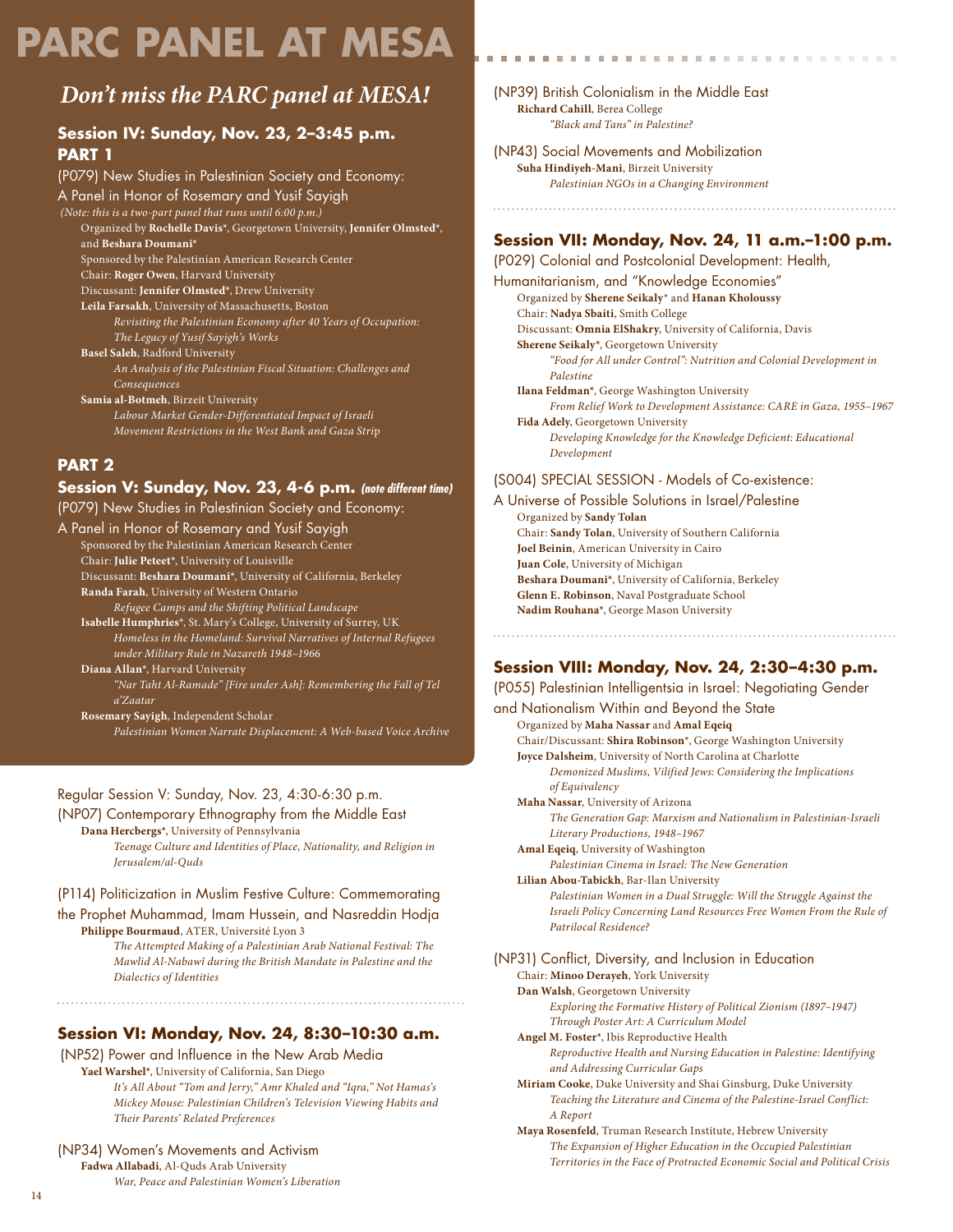# PARC PANEL AT MESA

## *Don't miss the PARC panel at MESA!*

### Session IV: Sunday, Nov. 23, 2–3:45 p.m. PART 1

(P079) New Studies in Palestinian Society and Economy: A Panel in Honor of Rosemary and Yusif Sayigh

*(Note: this is a two-part panel that runs until 6:00 p.m.)*

Organized by **Rochelle Davis***, Georgetown University, **Jennifer Olmsted***, and **Beshara Doumani***

Sponsored by the Palestinian American Research Center

Chair: **Roger Owen**, Harvard University

Discussant: **Jennifer Olmsted***, Drew University

**Leila Farsakh**, University of Massachusetts, Boston
*Revisiting the Palestinian Economy after 40 Years of Occupation: The Legacy of Yusif Sayigh's Works*

**Basel Saleh**, Radford University
*An Analysis of the Palestinian Fiscal Situation: Challenges and Consequences*

**Samia al-Botmeh**, Birzeit University
*Labour Market Gender-Differentiated Impact of Israeli Movement Restrictions in the West Bank and Gaza Strip*

### PART 2

### Session V: Sunday, Nov. 23, 4-6 p.m. *(note different time)*

(P079) New Studies in Palestinian Society and Economy: A Panel in Honor of Rosemary and Yusif Sayigh

Sponsored by the Palestinian American Research Center

Chair: **Julie Peteet***, University of Louisville

Discussant: **Beshara Doumani***, University of California, Berkeley

**Randa Farah**, University of Western Ontario
*Refugee Camps and the Shifting Political Landscape*

**Isabelle Humphries***, St. Mary's College, University of Surrey, UK
*Homeless in the Homeland: Survival Narratives of Internal Refugees under Military Rule in Nazareth 1948–1966*

**Diana Allan***, Harvard University
*"Nar Taht Al-Ramade" [Fire under Ash]: Remembering the Fall of Tel a'Zaatar*

**Rosemary Sayigh**, Independent Scholar
*Palestinian Women Narrate Displacement: A Web-based Voice Archive*

Regular Session V: Sunday, Nov. 23, 4:30-6:30 p.m.

(NP07) Contemporary Ethnography from the Middle East

**Dana Hercbergs***, University of Pennsylvania
*Teenage Culture and Identities of Place, Nationality, and Religion in Jerusalem/al-Quds*

(P114) Politicization in Muslim Festive Culture: Commemorating the Prophet Muhammad, Imam Hussein, and Nasreddin Hodja

**Philippe Bourmaud**, ATER, Université Lyon 3
*The Attempted Making of a Palestinian Arab National Festival: The Mawlid Al-Nabawî during the British Mandate in Palestine and the Dialectics of Identities*

### Session VI: Monday, Nov. 24, 8:30–10:30 a.m.

(NP52) Power and Influence in the New Arab Media

**Yael Warshel***, University of California, San Diego
*It's All About "Tom and Jerry," Amr Khaled and "Iqra," Not Hamas's Mickey Mouse: Palestinian Children's Television Viewing Habits and Their Parents' Related Preferences*

(NP34) Women's Movements and Activism

**Fadwa Allabadi**, Al-Quds Arab University
*War, Peace and Palestinian Women's Liberation*

(NP39) British Colonialism in the Middle East

**Richard Cahill**, Berea College
*"Black and Tans" in Palestine?*

(NP43) Social Movements and Mobilization

**Suha Hindiyeh-Mani**, Birzeit University
*Palestinian NGOs in a Changing Environment*

### Session VII: Monday, Nov. 24, 11 a.m.–1:00 p.m.

(P029) Colonial and Postcolonial Development: Health, Humanitarianism, and "Knowledge Economies"

Organized by **Sherene Seikaly*** and **Hanan Kholoussy**

Chair: **Nadya Sbaiti**, Smith College

Discussant: **Omnia ElShakry**, University of California, Davis

**Sherene Seikaly***, Georgetown University
*"Food for All under Control": Nutrition and Colonial Development in Palestine*

**Ilana Feldman***, George Washington University
*From Relief Work to Development Assistance: CARE in Gaza, 1955–1967*

**Fida Adely**, Georgetown University
*Developing Knowledge for the Knowledge Deficient: Educational Development*

(S004) SPECIAL SESSION - Models of Co-existence: A Universe of Possible Solutions in Israel/Palestine

Organized by **Sandy Tolan**

Chair: **Sandy Tolan**, University of Southern California

**Joel Beinin**, American University in Cairo

**Juan Cole**, University of Michigan

**Beshara Doumani***, University of California, Berkeley

**Glenn E. Robinson**, Naval Postgraduate School

**Nadim Rouhana***, George Mason University

### Session VIII: Monday, Nov. 24, 2:30–4:30 p.m.

(P055) Palestinian Intelligentsia in Israel: Negotiating Gender and Nationalism Within and Beyond the State

Organized by **Maha Nassar** and **Amal Eqeiq**

Chair/Discussant: **Shira Robinson***, George Washington University

**Joyce Dalsheim**, University of North Carolina at Charlotte
*Demonized Muslims, Vilified Jews: Considering the Implications of Equivalency*

**Maha Nassar**, University of Arizona
*The Generation Gap: Marxism and Nationalism in Palestinian-Israeli Literary Productions, 1948–1967*

**Amal Eqeiq**, University of Washington
*Palestinian Cinema in Israel: The New Generation*

**Lilian Abou-Tabickh**, Bar-Ilan University
*Palestinian Women in a Dual Struggle: Will the Struggle Against the Israeli Policy Concerning Land Resources Free Women From the Rule of Patrilocal Residence?*

(NP31) Conflict, Diversity, and Inclusion in Education

Chair: **Minoo Derayeh**, York University

**Dan Walsh**, Georgetown University
*Exploring the Formative History of Political Zionism (1897–1947) Through Poster Art: A Curriculum Model*

**Angel M. Foster***, Ibis Reproductive Health
*Reproductive Health and Nursing Education in Palestine: Identifying and Addressing Curricular Gaps*

**Miriam Cooke**, Duke University and Shai Ginsburg, Duke University
*Teaching the Literature and Cinema of the Palestine-Israel Conflict: A Report*

**Maya Rosenfeld**, Truman Research Institute, Hebrew University
*The Expansion of Higher Education in the Occupied Palestinian Territories in the Face of Protracted Economic Social and Political Crisis*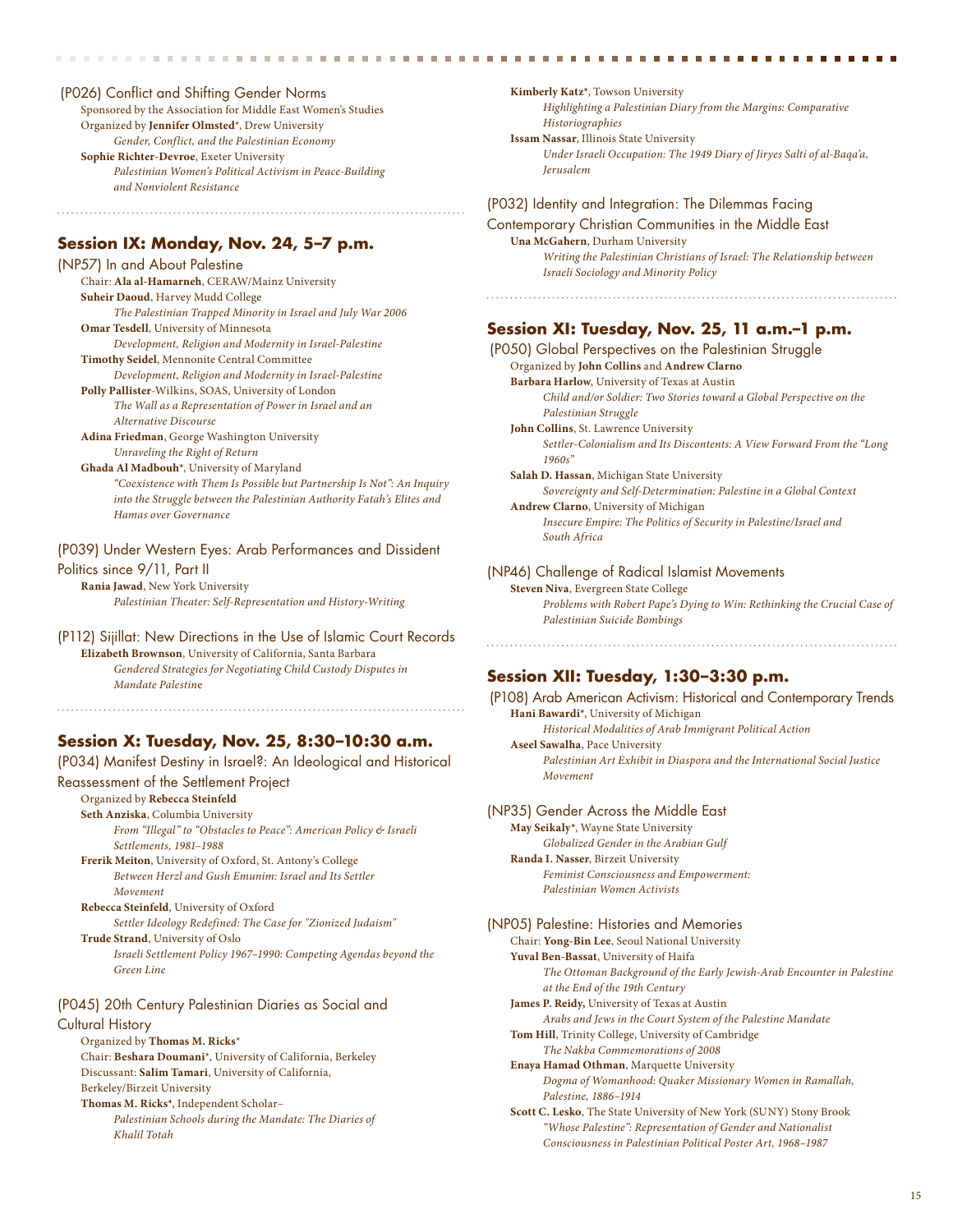(P026) Conflict and Shifting Gender Norms

Sponsored by the Association for Middle East Women's Studies
Organized by **Jennifer Olmsted***, Drew University
*Gender, Conflict, and the Palestinian Economy*
**Sophie Richter-Devroe**, Exeter University
*Palestinian Women's Political Activism in Peace-Building and Nonviolent Resistance*

## Session IX: Monday, Nov. 24, 5–7 p.m.

(NP57) In and About Palestine

Chair: **Ala al-Hamarneh**, CERAW/Mainz University
**Suheir Daoud**, Harvey Mudd College
*The Palestinian Trapped Minority in Israel and July War 2006*
**Omar Tesdell**, University of Minnesota
*Development, Religion and Modernity in Israel-Palestine*
**Timothy Seidel**, Mennonite Central Committee
*Development, Religion and Modernity in Israel-Palestine*
**Polly Pallister**-Wilkins, SOAS, University of London
*The Wall as a Representation of Power in Israel and an Alternative Discourse*
**Adina Friedman**, George Washington University
*Unraveling the Right of Return*
**Ghada Al Madbouh***, University of Maryland
*"Coexistence with Them Is Possible but Partnership Is Not": An Inquiry into the Struggle between the Palestinian Authority Fatah's Elites and Hamas over Governance*

(P039) Under Western Eyes: Arab Performances and Dissident Politics since 9/11, Part II

**Rania Jawad**, New York University
*Palestinian Theater: Self-Representation and History-Writing*

(P112) Sijillat: New Directions in the Use of Islamic Court Records

**Elizabeth Brownson**, University of California, Santa Barbara
*Gendered Strategies for Negotiating Child Custody Disputes in Mandate Palestine*

## Session X: Tuesday, Nov. 25, 8:30–10:30 a.m.

(P034) Manifest Destiny in Israel?: An Ideological and Historical Reassessment of the Settlement Project

Organized by **Rebecca Steinfeld**
**Seth Anziska**, Columbia University
*From "Illegal" to "Obstacles to Peace": American Policy & Israeli Settlements, 1981–1988*
**Frerik Meiton**, University of Oxford, St. Antony's College
*Between Herzl and Gush Emunim: Israel and Its Settler Movement*
**Rebecca Steinfeld**, University of Oxford
*Settler Ideology Redefined: The Case for "Zionized Judaism"*
**Trude Strand**, University of Oslo
*Israeli Settlement Policy 1967–1990: Competing Agendas beyond the Green Line*

(P045) 20th Century Palestinian Diaries as Social and Cultural History

Organized by **Thomas M. Ricks***
Chair: **Beshara Doumani***, University of California, Berkeley
Discussant: **Salim Tamari**, University of California, Berkeley/Birzeit University
**Thomas M. Ricks***, Independent Scholar–
*Palestinian Schools during the Mandate: The Diaries of Khalil Totah*
**Kimberly Katz***, Towson University
*Highlighting a Palestinian Diary from the Margins: Comparative Historiographies*
**Issam Nassar**, Illinois State University
*Under Israeli Occupation: The 1949 Diary of Jiryes Salti of al-Baqa'a, Jerusalem*

(P032) Identity and Integration: The Dilemmas Facing Contemporary Christian Communities in the Middle East

**Una McGahern**, Durham University
*Writing the Palestinian Christians of Israel: The Relationship between Israeli Sociology and Minority Policy*

## Session XI: Tuesday, Nov. 25, 11 a.m.–1 p.m.

(P050) Global Perspectives on the Palestinian Struggle

Organized by **John Collins** and **Andrew Clarno**
**Barbara Harlow**, University of Texas at Austin
*Child and/or Soldier: Two Stories toward a Global Perspective on the Palestinian Struggle*
**John Collins**, St. Lawrence University
*Settler-Colonialism and Its Discontents: A View Forward From the "Long 1960s"*
**Salah D. Hassan**, Michigan State University
*Sovereignty and Self-Determination: Palestine in a Global Context*
**Andrew Clarno**, University of Michigan
*Insecure Empire: The Politics of Security in Palestine/Israel and South Africa*

(NP46) Challenge of Radical Islamist Movements

**Steven Niva**, Evergreen State College
*Problems with Robert Pape's Dying to Win: Rethinking the Crucial Case of Palestinian Suicide Bombings*

## Session XII: Tuesday, 1:30–3:30 p.m.

(P108) Arab American Activism: Historical and Contemporary Trends

**Hani Bawardi***, University of Michigan
*Historical Modalities of Arab Immigrant Political Action*
**Aseel Sawalha**, Pace University
*Palestinian Art Exhibit in Diaspora and the International Social Justice Movement*

(NP35) Gender Across the Middle East

**May Seikaly***, Wayne State University
*Globalized Gender in the Arabian Gulf*
**Randa I. Nasser**, Birzeit University
*Feminist Consciousness and Empowerment: Palestinian Women Activists*

(NP05) Palestine: Histories and Memories

Chair: **Yong-Bin Lee**, Seoul National University
**Yuval Ben-Bassat**, University of Haifa
*The Ottoman Background of the Early Jewish-Arab Encounter in Palestine at the End of the 19th Century*
**James P. Reidy,** University of Texas at Austin
*Arabs and Jews in the Court System of the Palestine Mandate*
**Tom Hill**, Trinity College, University of Cambridge
*The Nakba Commemorations of 2008*
**Enaya Hamad Othman**, Marquette University
*Dogma of Womanhood: Quaker Missionary Women in Ramallah, Palestine, 1886–1914*
**Scott C. Lesko**, The State University of New York (SUNY) Stony Brook
*"Whose Palestine": Representation of Gender and Nationalist Consciousness in Palestinian Political Poster Art, 1968–1987*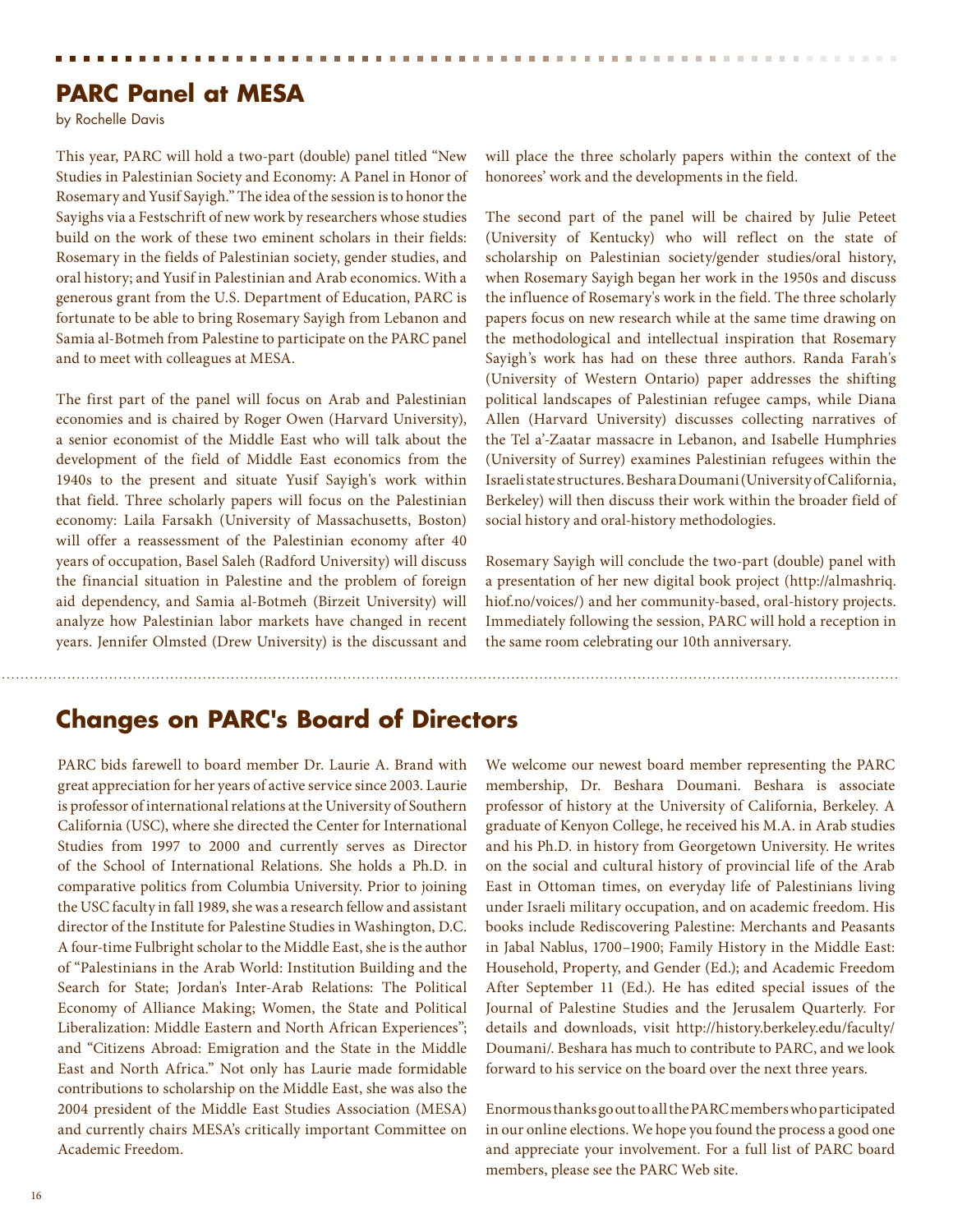## PARC Panel at MESA

by Rochelle Davis

This year, PARC will hold a two-part (double) panel titled "New Studies in Palestinian Society and Economy: A Panel in Honor of Rosemary and Yusif Sayigh." The idea of the session is to honor the Sayighs via a Festschrift of new work by researchers whose studies build on the work of these two eminent scholars in their fields: Rosemary in the fields of Palestinian society, gender studies, and oral history; and Yusif in Palestinian and Arab economics. With a generous grant from the U.S. Department of Education, PARC is fortunate to be able to bring Rosemary Sayigh from Lebanon and Samia al-Botmeh from Palestine to participate on the PARC panel and to meet with colleagues at MESA.

The first part of the panel will focus on Arab and Palestinian economies and is chaired by Roger Owen (Harvard University), a senior economist of the Middle East who will talk about the development of the field of Middle East economics from the 1940s to the present and situate Yusif Sayigh's work within that field. Three scholarly papers will focus on the Palestinian economy: Laila Farsakh (University of Massachusetts, Boston) will offer a reassessment of the Palestinian economy after 40 years of occupation, Basel Saleh (Radford University) will discuss the financial situation in Palestine and the problem of foreign aid dependency, and Samia al-Botmeh (Birzeit University) will analyze how Palestinian labor markets have changed in recent years. Jennifer Olmsted (Drew University) is the discussant and will place the three scholarly papers within the context of the honorees' work and the developments in the field.

The second part of the panel will be chaired by Julie Peteet (University of Kentucky) who will reflect on the state of scholarship on Palestinian society/gender studies/oral history, when Rosemary Sayigh began her work in the 1950s and discuss the influence of Rosemary's work in the field. The three scholarly papers focus on new research while at the same time drawing on the methodological and intellectual inspiration that Rosemary Sayigh's work has had on these three authors. Randa Farah's (University of Western Ontario) paper addresses the shifting political landscapes of Palestinian refugee camps, while Diana Allen (Harvard University) discusses collecting narratives of the Tel a'-Zaatar massacre in Lebanon, and Isabelle Humphries (University of Surrey) examines Palestinian refugees within the Israeli state structures. Beshara Doumani (University of California, Berkeley) will then discuss their work within the broader field of social history and oral-history methodologies.

Rosemary Sayigh will conclude the two-part (double) panel with a presentation of her new digital book project (http://almashriq.hiof.no/voices/) and her community-based, oral-history projects. Immediately following the session, PARC will hold a reception in the same room celebrating our 10th anniversary.

## Changes on PARC's Board of Directors

PARC bids farewell to board member Dr. Laurie A. Brand with great appreciation for her years of active service since 2003. Laurie is professor of international relations at the University of Southern California (USC), where she directed the Center for International Studies from 1997 to 2000 and currently serves as Director of the School of International Relations. She holds a Ph.D. in comparative politics from Columbia University. Prior to joining the USC faculty in fall 1989, she was a research fellow and assistant director of the Institute for Palestine Studies in Washington, D.C. A four-time Fulbright scholar to the Middle East, she is the author of "Palestinians in the Arab World: Institution Building and the Search for State; Jordan's Inter-Arab Relations: The Political Economy of Alliance Making; Women, the State and Political Liberalization: Middle Eastern and North African Experiences"; and "Citizens Abroad: Emigration and the State in the Middle East and North Africa." Not only has Laurie made formidable contributions to scholarship on the Middle East, she was also the 2004 president of the Middle East Studies Association (MESA) and currently chairs MESA's critically important Committee on Academic Freedom.

We welcome our newest board member representing the PARC membership, Dr. Beshara Doumani. Beshara is associate professor of history at the University of California, Berkeley. A graduate of Kenyon College, he received his M.A. in Arab studies and his Ph.D. in history from Georgetown University. He writes on the social and cultural history of provincial life of the Arab East in Ottoman times, on everyday life of Palestinians living under Israeli military occupation, and on academic freedom. His books include Rediscovering Palestine: Merchants and Peasants in Jabal Nablus, 1700–1900; Family History in the Middle East: Household, Property, and Gender (Ed.); and Academic Freedom After September 11 (Ed.). He has edited special issues of the Journal of Palestine Studies and the Jerusalem Quarterly. For details and downloads, visit http://history.berkeley.edu/faculty/Doumani/. Beshara has much to contribute to PARC, and we look forward to his service on the board over the next three years.

Enormous thanks go out to all the PARC members who participated in our online elections. We hope you found the process a good one and appreciate your involvement. For a full list of PARC board members, please see the PARC Web site.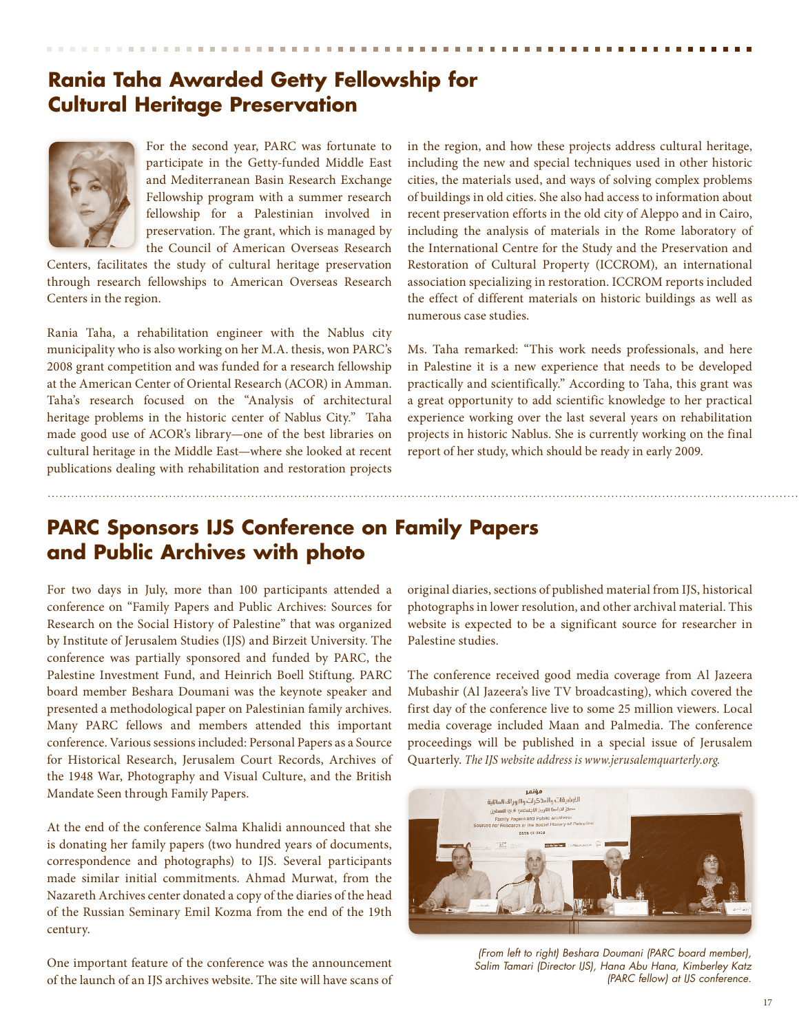## Rania Taha Awarded Getty Fellowship for Cultural Heritage Preservation

For the second year, PARC was fortunate to participate in the Getty-funded Middle East and Mediterranean Basin Research Exchange Fellowship program with a summer research fellowship for a Palestinian involved in preservation. The grant, which is managed by the Council of American Overseas Research Centers, facilitates the study of cultural heritage preservation through research fellowships to American Overseas Research Centers in the region.

Rania Taha, a rehabilitation engineer with the Nablus city municipality who is also working on her M.A. thesis, won PARC's 2008 grant competition and was funded for a research fellowship at the American Center of Oriental Research (ACOR) in Amman. Taha's research focused on the "Analysis of architectural heritage problems in the historic center of Nablus City." Taha made good use of ACOR's library—one of the best libraries on cultural heritage in the Middle East—where she looked at recent publications dealing with rehabilitation and restoration projects in the region, and how these projects address cultural heritage, including the new and special techniques used in other historic cities, the materials used, and ways of solving complex problems of buildings in old cities. She also had access to information about recent preservation efforts in the old city of Aleppo and in Cairo, including the analysis of materials in the Rome laboratory of the International Centre for the Study and the Preservation and Restoration of Cultural Property (ICCROM), an international association specializing in restoration. ICCROM reports included the effect of different materials on historic buildings as well as numerous case studies.

Ms. Taha remarked: "This work needs professionals, and here in Palestine it is a new experience that needs to be developed practically and scientifically." According to Taha, this grant was a great opportunity to add scientific knowledge to her practical experience working over the last several years on rehabilitation projects in historic Nablus. She is currently working on the final report of her study, which should be ready in early 2009.

## PARC Sponsors IJS Conference on Family Papers and Public Archives with photo

For two days in July, more than 100 participants attended a conference on "Family Papers and Public Archives: Sources for Research on the Social History of Palestine" that was organized by Institute of Jerusalem Studies (IJS) and Birzeit University. The conference was partially sponsored and funded by PARC, the Palestine Investment Fund, and Heinrich Boell Stiftung. PARC board member Beshara Doumani was the keynote speaker and presented a methodological paper on Palestinian family archives. Many PARC fellows and members attended this important conference. Various sessions included: Personal Papers as a Source for Historical Research, Jerusalem Court Records, Archives of the 1948 War, Photography and Visual Culture, and the British Mandate Seen through Family Papers.

At the end of the conference Salma Khalidi announced that she is donating her family papers (two hundred years of documents, correspondence and photographs) to IJS. Several participants made similar initial commitments. Ahmad Murwat, from the Nazareth Archives center donated a copy of the diaries of the head of the Russian Seminary Emil Kozma from the end of the 19th century.

One important feature of the conference was the announcement of the launch of an IJS archives website. The site will have scans of original diaries, sections of published material from IJS, historical photographs in lower resolution, and other archival material. This website is expected to be a significant source for researcher in Palestine studies.

The conference received good media coverage from Al Jazeera Mubashir (Al Jazeera's live TV broadcasting), which covered the first day of the conference live to some 25 million viewers. Local media coverage included Maan and Palmedia. The conference proceedings will be published in a special issue of Jerusalem Quarterly. *The IJS website address is www.jerusalemquarterly.org.*

*(From left to right) Beshara Doumani (PARC board member), Salim Tamari (Director IJS), Hana Abu Hana, Kimberley Katz (PARC fellow) at IJS conference.*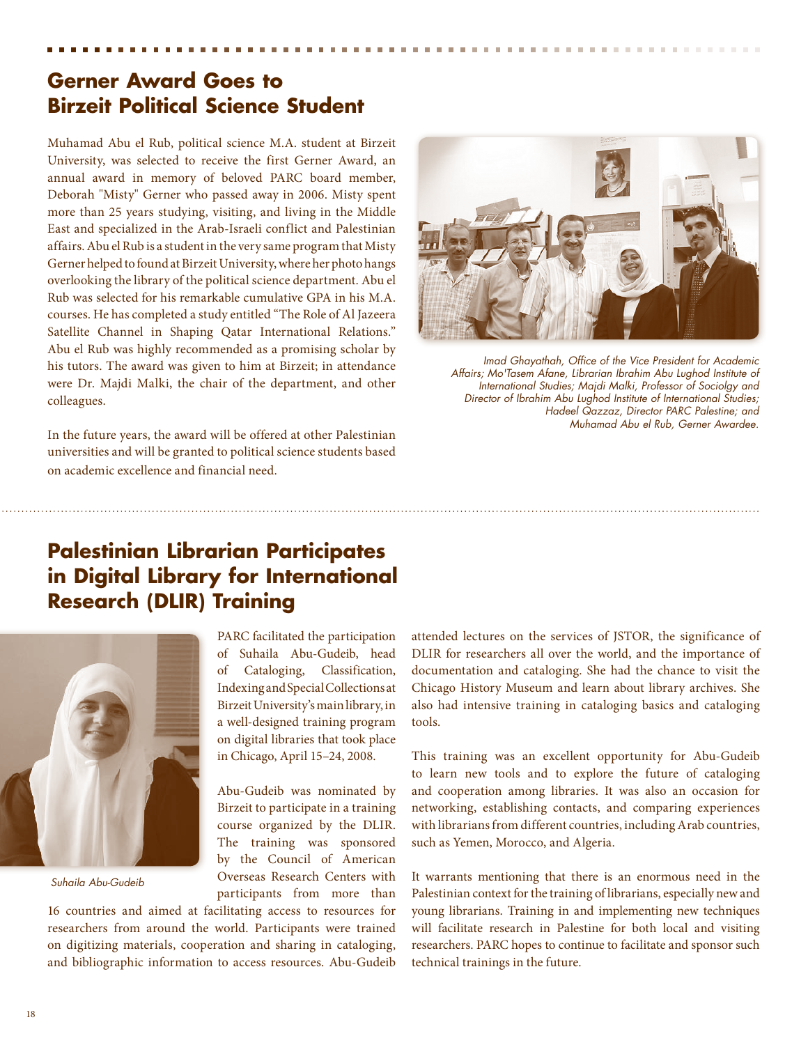## Gerner Award Goes to Birzeit Political Science Student

Muhamad Abu el Rub, political science M.A. student at Birzeit University, was selected to receive the first Gerner Award, an annual award in memory of beloved PARC board member, Deborah "Misty" Gerner who passed away in 2006. Misty spent more than 25 years studying, visiting, and living in the Middle East and specialized in the Arab-Israeli conflict and Palestinian affairs. Abu el Rub is a student in the very same program that Misty Gerner helped to found at Birzeit University, where her photo hangs overlooking the library of the political science department. Abu el Rub was selected for his remarkable cumulative GPA in his M.A. courses. He has completed a study entitled "The Role of Al Jazeera Satellite Channel in Shaping Qatar International Relations." Abu el Rub was highly recommended as a promising scholar by his tutors. The award was given to him at Birzeit; in attendance were Dr. Majdi Malki, the chair of the department, and other colleagues.

In the future years, the award will be offered at other Palestinian universities and will be granted to political science students based on academic excellence and financial need.

*Imad Ghayathah, Office of the Vice President for Academic Affairs; Mo'Tasem Afane, Librarian Ibrahim Abu Lughod Institute of International Studies; Majdi Malki, Professor of Sociolgy and Director of Ibrahim Abu Lughod Institute of International Studies; Hadeel Qazzaz, Director PARC Palestine; and Muhamad Abu el Rub, Gerner Awardee.*

## Palestinian Librarian Participates in Digital Library for International Research (DLIR) Training

*Suhaila Abu-Gudeib*

PARC facilitated the participation of Suhaila Abu-Gudeib, head of Cataloging, Classification, Indexing and Special Collections at Birzeit University's main library, in a well-designed training program on digital libraries that took place in Chicago, April 15–24, 2008.

Abu-Gudeib was nominated by Birzeit to participate in a training course organized by the DLIR. The training was sponsored by the Council of American Overseas Research Centers with participants from more than 16 countries and aimed at facilitating access to resources for researchers from around the world. Participants were trained on digitizing materials, cooperation and sharing in cataloging, and bibliographic information to access resources. Abu-Gudeib attended lectures on the services of JSTOR, the significance of DLIR for researchers all over the world, and the importance of documentation and cataloging. She had the chance to visit the Chicago History Museum and learn about library archives. She also had intensive training in cataloging basics and cataloging tools.

This training was an excellent opportunity for Abu-Gudeib to learn new tools and to explore the future of cataloging and cooperation among libraries. It was also an occasion for networking, establishing contacts, and comparing experiences with librarians from different countries, including Arab countries, such as Yemen, Morocco, and Algeria.

It warrants mentioning that there is an enormous need in the Palestinian context for the training of librarians, especially new and young librarians. Training in and implementing new techniques will facilitate research in Palestine for both local and visiting researchers. PARC hopes to continue to facilitate and sponsor such technical trainings in the future.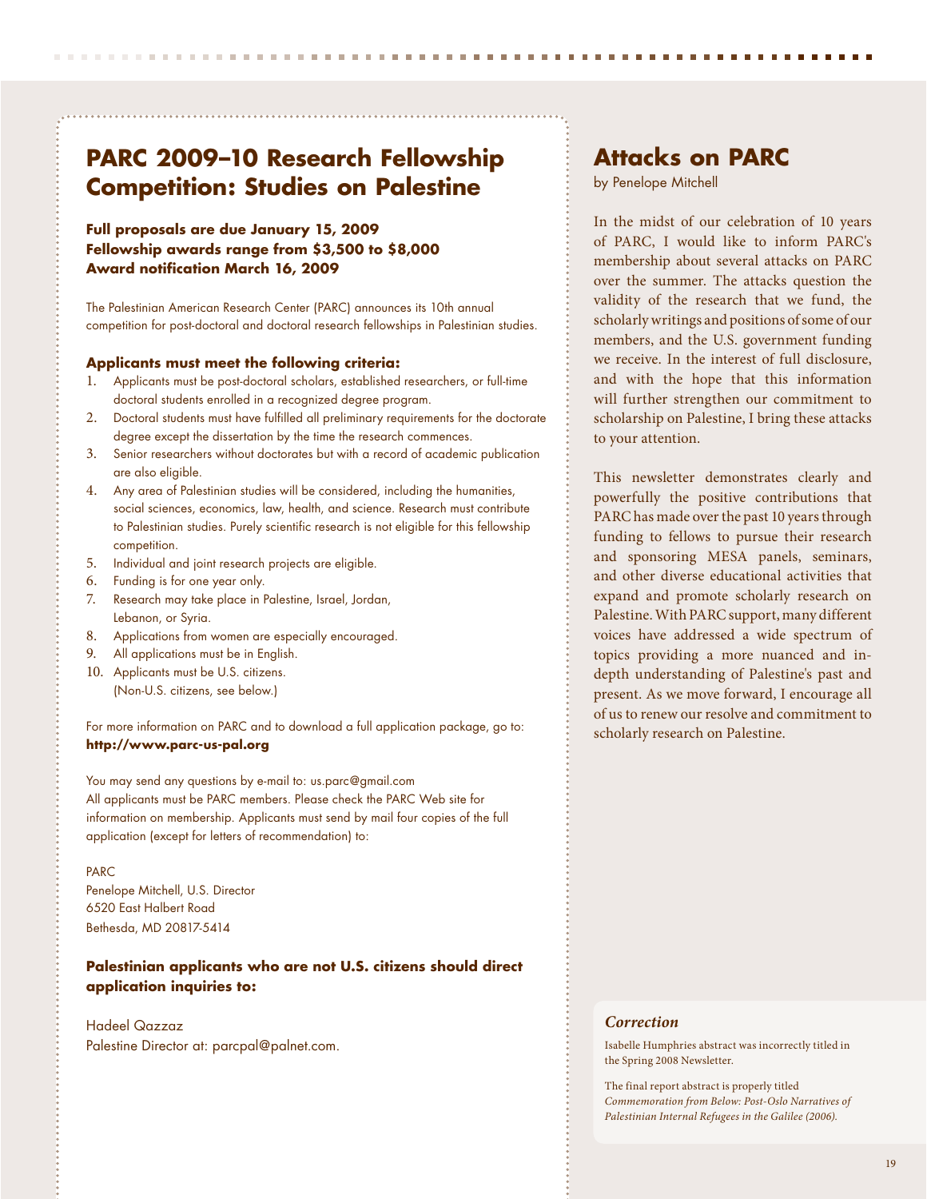## PARC 2009–10 Research Fellowship Competition: Studies on Palestine

**Full proposals are due January 15, 2009**
**Fellowship awards range from $3,500 to $8,000**
**Award notification March 16, 2009**

The Palestinian American Research Center (PARC) announces its 10th annual competition for post-doctoral and doctoral research fellowships in Palestinian studies.

**Applicants must meet the following criteria:**

1. Applicants must be post-doctoral scholars, established researchers, or full-time doctoral students enrolled in a recognized degree program.
2. Doctoral students must have fulfilled all preliminary requirements for the doctorate degree except the dissertation by the time the research commences.
3. Senior researchers without doctorates but with a record of academic publication are also eligible.
4. Any area of Palestinian studies will be considered, including the humanities, social sciences, economics, law, health, and science. Research must contribute to Palestinian studies. Purely scientific research is not eligible for this fellowship competition.
5. Individual and joint research projects are eligible.
6. Funding is for one year only.
7. Research may take place in Palestine, Israel, Jordan, Lebanon, or Syria.
8. Applications from women are especially encouraged.
9. All applications must be in English.
10. Applicants must be U.S. citizens. (Non-U.S. citizens, see below.)

For more information on PARC and to download a full application package, go to: **http://www.parc-us-pal.org**

You may send any questions by e-mail to: us.parc@gmail.com
All applicants must be PARC members. Please check the PARC Web site for information on membership. Applicants must send by mail four copies of the full application (except for letters of recommendation) to:

PARC
Penelope Mitchell, U.S. Director
6520 East Halbert Road
Bethesda, MD 20817-5414

**Palestinian applicants who are not U.S. citizens should direct application inquiries to:**

Hadeel Qazzaz
Palestine Director at: parcpal@palnet.com.

## Attacks on PARC

by Penelope Mitchell

In the midst of our celebration of 10 years of PARC, I would like to inform PARC's membership about several attacks on PARC over the summer. The attacks question the validity of the research that we fund, the scholarly writings and positions of some of our members, and the U.S. government funding we receive. In the interest of full disclosure, and with the hope that this information will further strengthen our commitment to scholarship on Palestine, I bring these attacks to your attention.

This newsletter demonstrates clearly and powerfully the positive contributions that PARC has made over the past 10 years through funding to fellows to pursue their research and sponsoring MESA panels, seminars, and other diverse educational activities that expand and promote scholarly research on Palestine. With PARC support, many different voices have addressed a wide spectrum of topics providing a more nuanced and in-depth understanding of Palestine's past and present. As we move forward, I encourage all of us to renew our resolve and commitment to scholarly research on Palestine.

### *Correction*

Isabelle Humphries abstract was incorrectly titled in the Spring 2008 Newsletter.

The final report abstract is properly titled *Commemoration from Below: Post-Oslo Narratives of Palestinian Internal Refugees in the Galilee (2006).*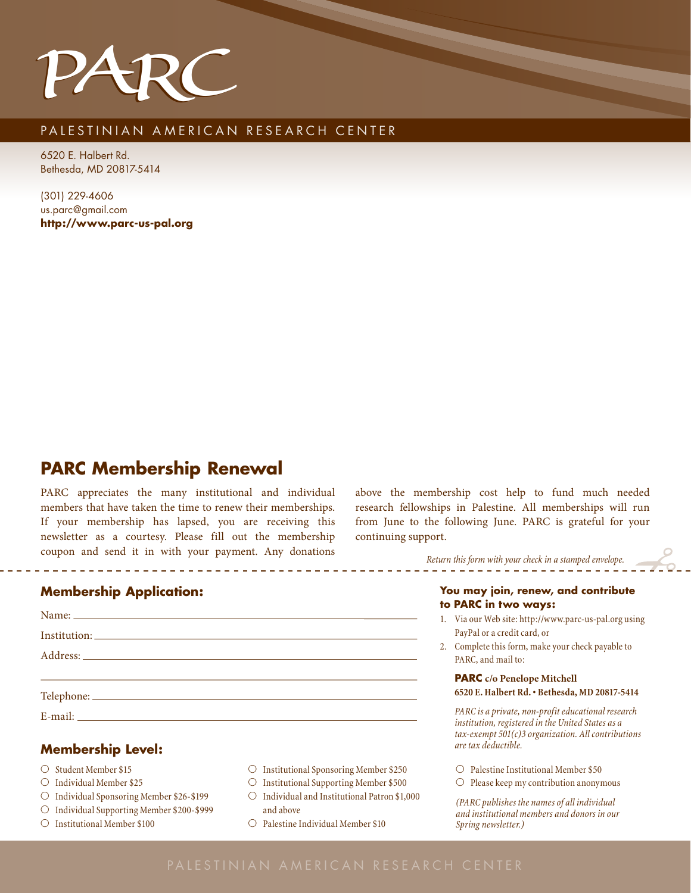# PARC

PALESTINIAN AMERICAN RESEARCH CENTER

6520 E. Halbert Rd.
Bethesda, MD 20817-5414

(301) 229-4606
us.parc@gmail.com
**http://www.parc-us-pal.org**

## PARC Membership Renewal

PARC appreciates the many institutional and individual members that have taken the time to renew their memberships. If your membership has lapsed, you are receiving this newsletter as a courtesy. Please fill out the membership coupon and send it in with your payment. Any donations above the membership cost help to fund much needed research fellowships in Palestine. All memberships will run from June to the following June. PARC is grateful for your continuing support.

*Return this form with your check in a stamped envelope.*

### Membership Application:

Name: ____________________

Institution: ____________________

Address: ____________________

____________________

Telephone: ____________________

E-mail: ____________________

### Membership Level:

- ○ Student Member $15
- ○ Individual Member $25
- ○ Individual Sponsoring Member $26-$199
- ○ Individual Supporting Member $200-$999
- ○ Institutional Member $100
- ○ Institutional Sponsoring Member $250
- ○ Institutional Supporting Member $500
- ○ Individual and Institutional Patron $1,000 and above
- ○ Palestine Individual Member $10
- ○ Palestine Institutional Member $50
- ○ Please keep my contribution anonymous

*(PARC publishes the names of all individual and institutional members and donors in our Spring newsletter.)*

### You may join, renew, and contribute to PARC in two ways:

1. Via our Web site: http://www.parc-us-pal.org using PayPal or a credit card, or
2. Complete this form, make your check payable to PARC, and mail to:

**PARC c/o Penelope Mitchell**
**6520 E. Halbert Rd. • Bethesda, MD 20817-5414**

*PARC is a private, non-profit educational research institution, registered in the United States as a tax-exempt 501(c)3 organization. All contributions are tax deductible.*